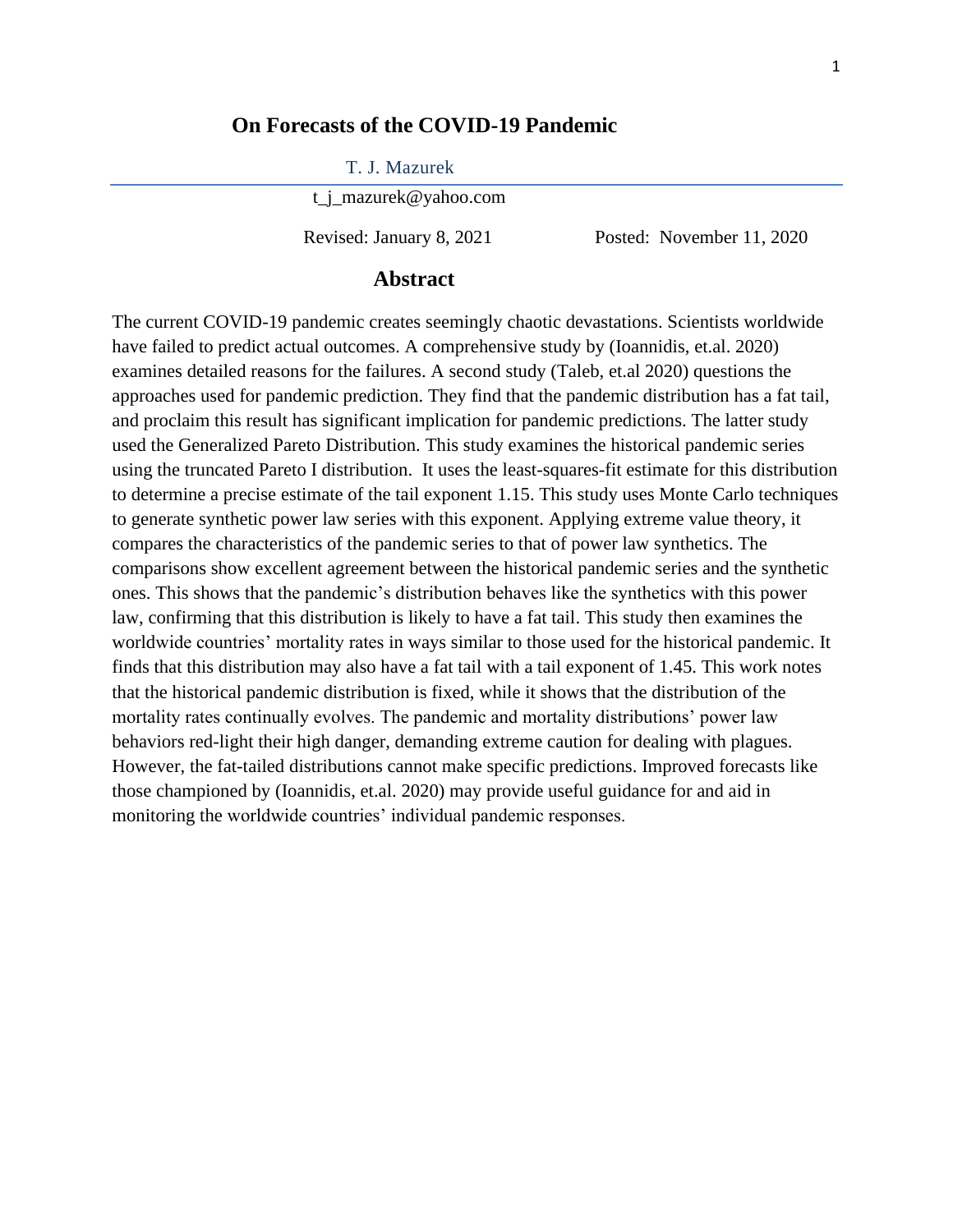# On Forecasts of the COVID-19 Pandemic

T. J. Mazurek

t_j_mazurek@yahoo.com

Revised: January 8, 2021 Posted: November 11, 2020

## Abstract

The current COVID-19 pandemic creates seemingly chaotic devastations. Scientists worldwide have failed to predict actual outcomes. A comprehensive study by (Ioannidis, et.al. 2020) examines detailed reasons for the failures. A second study (Taleb, et.al 2020) questions the approaches used for pandemic prediction. They find that the pandemic distribution has a fat tail, and proclaim this result has significant implication for pandemic predictions. The latter study used the Generalized Pareto Distribution. This study examines the historical pandemic series using the truncated Pareto I distribution. It uses the least-squares-fit estimate for this distribution to determine a precise estimate of the tail exponent 1.15. This study uses Monte Carlo techniques to generate synthetic power law series with this exponent. Applying extreme value theory, it compares the characteristics of the pandemic series to that of power law synthetics. The comparisons show excellent agreement between the historical pandemic series and the synthetic ones. This shows that the pandemic's distribution behaves like the synthetics with this power law, confirming that this distribution is likely to have a fat tail. This study then examines the worldwide countries' mortality rates in ways similar to those used for the historical pandemic. It finds that this distribution may also have a fat tail with a tail exponent of 1.45. This work notes that the historical pandemic distribution is fixed, while it shows that the distribution of the mortality rates continually evolves. The pandemic and mortality distributions' power law behaviors red-light their high danger, demanding extreme caution for dealing with plagues. However, the fat-tailed distributions cannot make specific predictions. Improved forecasts like those championed by (Ioannidis, et.al. 2020) may provide useful guidance for and aid in monitoring the worldwide countries' individual pandemic responses.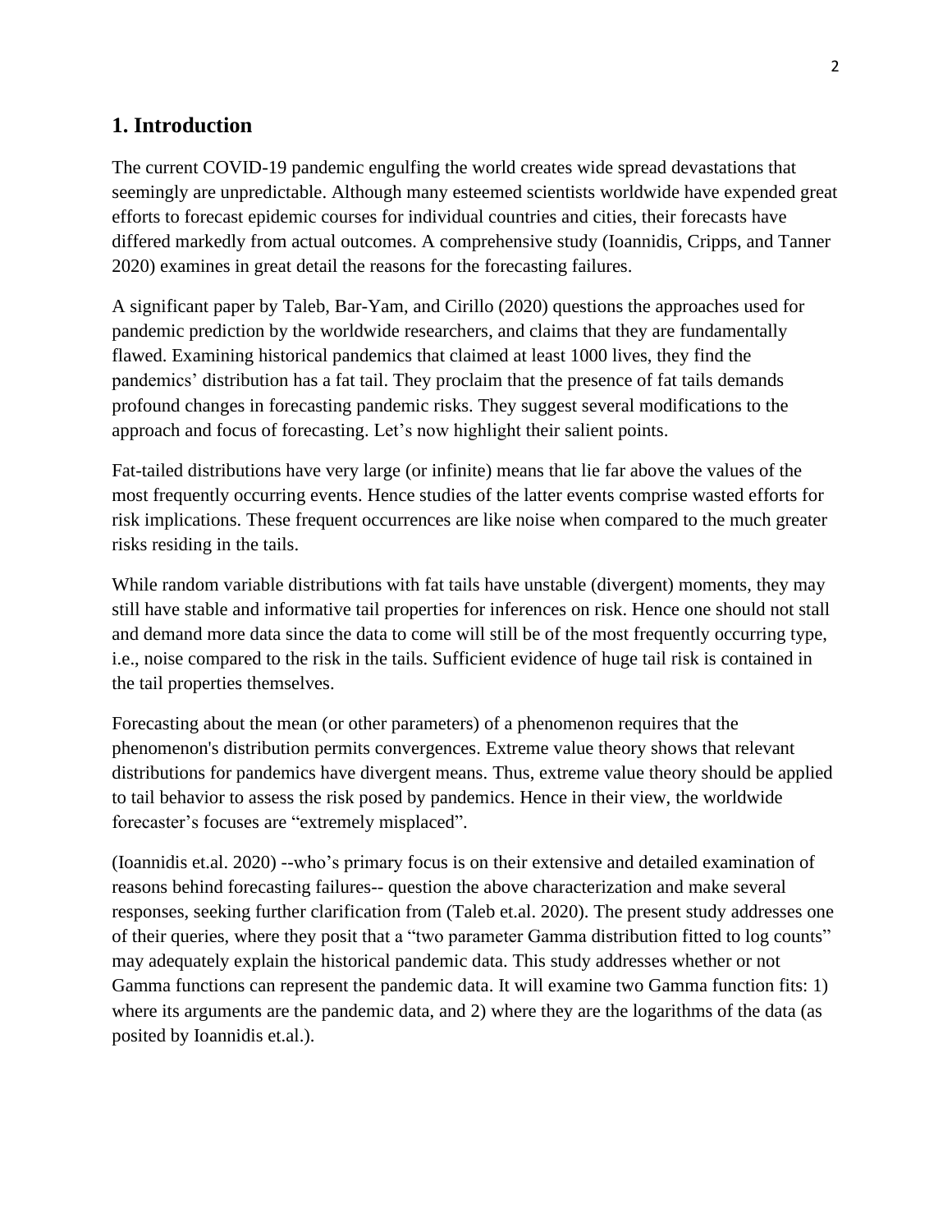## 1. Introduction

The current COVID-19 pandemic engulfing the world creates wide spread devastations that seemingly are unpredictable. Although many esteemed scientists worldwide have expended great efforts to forecast epidemic courses for individual countries and cities, their forecasts have differed markedly from actual outcomes. A comprehensive study (Ioannidis, Cripps, and Tanner 2020) examines in great detail the reasons for the forecasting failures.

A significant paper by Taleb, Bar-Yam, and Cirillo (2020) questions the approaches used for pandemic prediction by the worldwide researchers, and claims that they are fundamentally flawed. Examining historical pandemics that claimed at least 1000 lives, they find the pandemics' distribution has a fat tail. They proclaim that the presence of fat tails demands profound changes in forecasting pandemic risks. They suggest several modifications to the approach and focus of forecasting. Let's now highlight their salient points.

Fat-tailed distributions have very large (or infinite) means that lie far above the values of the most frequently occurring events. Hence studies of the latter events comprise wasted efforts for risk implications. These frequent occurrences are like noise when compared to the much greater risks residing in the tails.

While random variable distributions with fat tails have unstable (divergent) moments, they may still have stable and informative tail properties for inferences on risk. Hence one should not stall and demand more data since the data to come will still be of the most frequently occurring type, i.e., noise compared to the risk in the tails. Sufficient evidence of huge tail risk is contained in the tail properties themselves.

Forecasting about the mean (or other parameters) of a phenomenon requires that the phenomenon's distribution permits convergences. Extreme value theory shows that relevant distributions for pandemics have divergent means. Thus, extreme value theory should be applied to tail behavior to assess the risk posed by pandemics. Hence in their view, the worldwide forecaster's focuses are "extremely misplaced".

(Ioannidis et.al. 2020) --who's primary focus is on their extensive and detailed examination of reasons behind forecasting failures-- question the above characterization and make several responses, seeking further clarification from (Taleb et.al. 2020). The present study addresses one of their queries, where they posit that a "two parameter Gamma distribution fitted to log counts" may adequately explain the historical pandemic data. This study addresses whether or not Gamma functions can represent the pandemic data. It will examine two Gamma function fits: 1) where its arguments are the pandemic data, and 2) where they are the logarithms of the data (as posited by Ioannidis et.al.).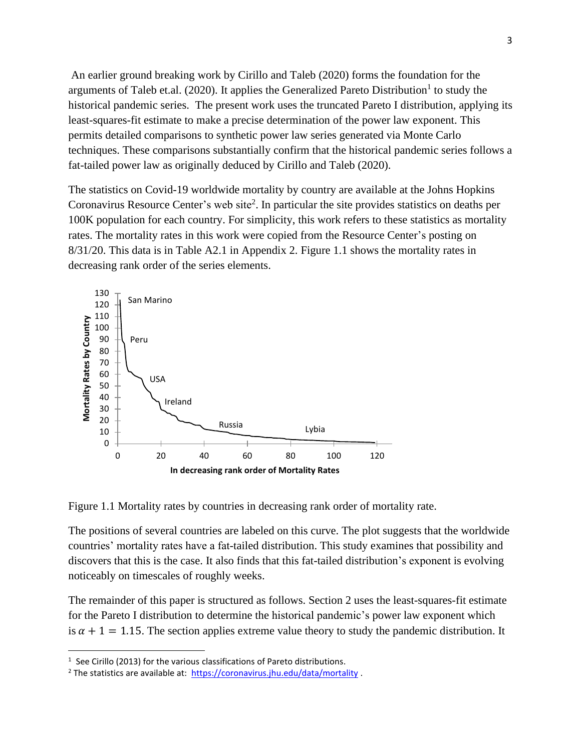An earlier ground breaking work by Cirillo and Taleb (2020) forms the foundation for the arguments of Taleb et.al. (2020). It applies the Generalized Pareto Distribution[1] to study the historical pandemic series. The present work uses the truncated Pareto I distribution, applying its least-squares-fit estimate to make a precise determination of the power law exponent. This permits detailed comparisons to synthetic power law series generated via Monte Carlo techniques. These comparisons substantially confirm that the historical pandemic series follows a fat-tailed power law as originally deduced by Cirillo and Taleb (2020).

The statistics on Covid-19 worldwide mortality by country are available at the Johns Hopkins Coronavirus Resource Center's web site[2]. In particular the site provides statistics on deaths per 100K population for each country. For simplicity, this work refers to these statistics as mortality rates. The mortality rates in this work were copied from the Resource Center's posting on 8/31/20. This data is in Table A2.1 in Appendix 2. Figure 1.1 shows the mortality rates in decreasing rank order of the series elements.

Figure 1.1 Mortality rates by countries in decreasing rank order of mortality rate.

The positions of several countries are labeled on this curve. The plot suggests that the worldwide countries' mortality rates have a fat-tailed distribution. This study examines that possibility and discovers that this is the case. It also finds that this fat-tailed distribution's exponent is evolving noticeably on timescales of roughly weeks.

The remainder of this paper is structured as follows. Section 2 uses the least-squares-fit estimate for the Pareto I distribution to determine the historical pandemic's power law exponent which is $\alpha + 1 = 1.15$. The section applies extreme value theory to study the pandemic distribution. It

[1] See Cirillo (2013) for the various classifications of Pareto distributions.

[2] The statistics are available at: https://coronavirus.jhu.edu/data/mortality .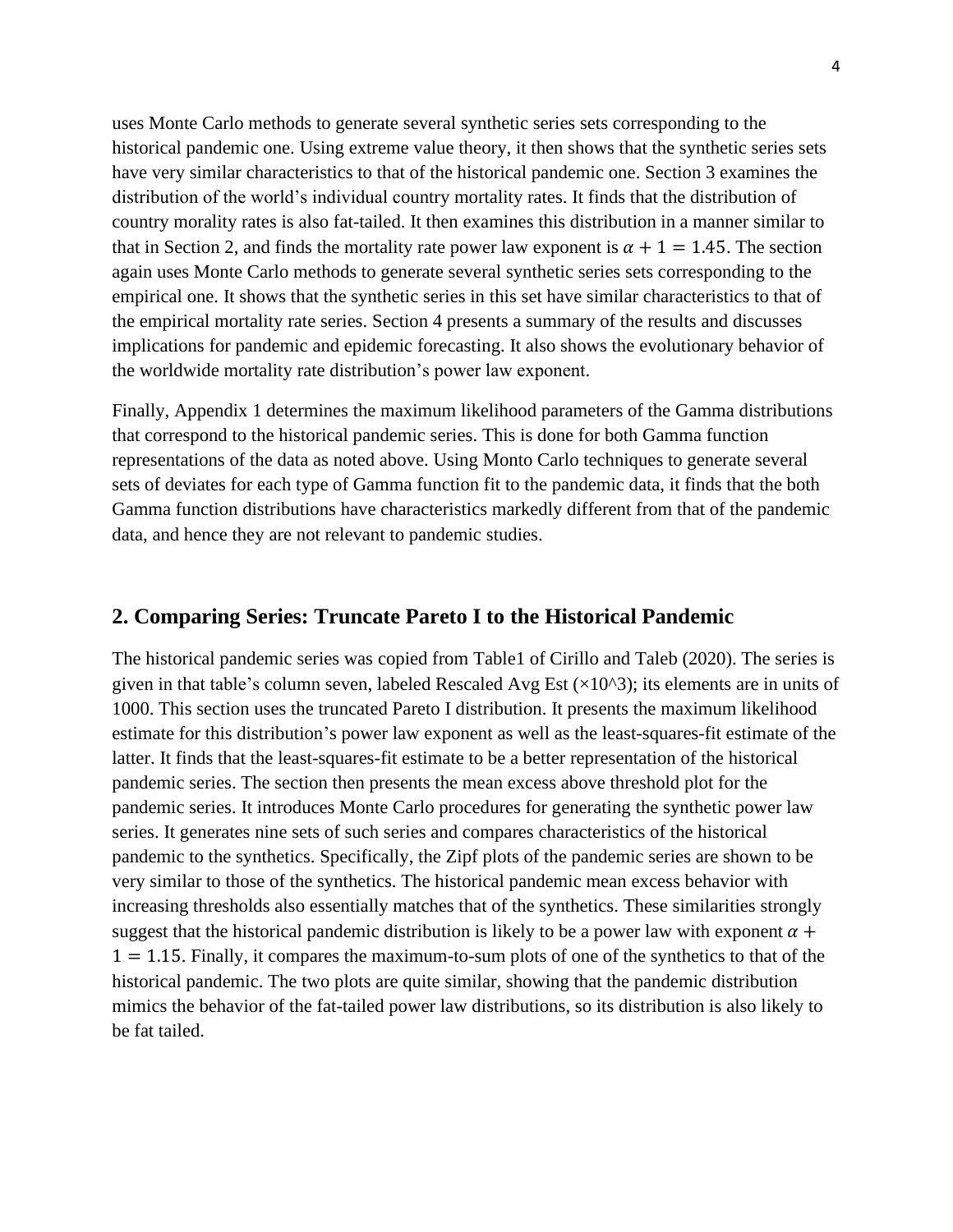uses Monte Carlo methods to generate several synthetic series sets corresponding to the historical pandemic one. Using extreme value theory, it then shows that the synthetic series sets have very similar characteristics to that of the historical pandemic one. Section 3 examines the distribution of the world's individual country mortality rates. It finds that the distribution of country morality rates is also fat-tailed. It then examines this distribution in a manner similar to that in Section 2, and finds the mortality rate power law exponent is $\alpha + 1 = 1.45$. The section again uses Monte Carlo methods to generate several synthetic series sets corresponding to the empirical one. It shows that the synthetic series in this set have similar characteristics to that of the empirical mortality rate series. Section 4 presents a summary of the results and discusses implications for pandemic and epidemic forecasting. It also shows the evolutionary behavior of the worldwide mortality rate distribution's power law exponent.

Finally, Appendix 1 determines the maximum likelihood parameters of the Gamma distributions that correspond to the historical pandemic series. This is done for both Gamma function representations of the data as noted above. Using Monto Carlo techniques to generate several sets of deviates for each type of Gamma function fit to the pandemic data, it finds that the both Gamma function distributions have characteristics markedly different from that of the pandemic data, and hence they are not relevant to pandemic studies.

## 2. Comparing Series: Truncate Pareto I to the Historical Pandemic

The historical pandemic series was copied from Table1 of Cirillo and Taleb (2020). The series is given in that table's column seven, labeled Rescaled Avg Est (×10^3); its elements are in units of 1000. This section uses the truncated Pareto I distribution. It presents the maximum likelihood estimate for this distribution's power law exponent as well as the least-squares-fit estimate of the latter. It finds that the least-squares-fit estimate to be a better representation of the historical pandemic series. The section then presents the mean excess above threshold plot for the pandemic series. It introduces Monte Carlo procedures for generating the synthetic power law series. It generates nine sets of such series and compares characteristics of the historical pandemic to the synthetics. Specifically, the Zipf plots of the pandemic series are shown to be very similar to those of the synthetics. The historical pandemic mean excess behavior with increasing thresholds also essentially matches that of the synthetics. These similarities strongly suggest that the historical pandemic distribution is likely to be a power law with exponent $\alpha + 1 = 1.15$. Finally, it compares the maximum-to-sum plots of one of the synthetics to that of the historical pandemic. The two plots are quite similar, showing that the pandemic distribution mimics the behavior of the fat-tailed power law distributions, so its distribution is also likely to be fat tailed.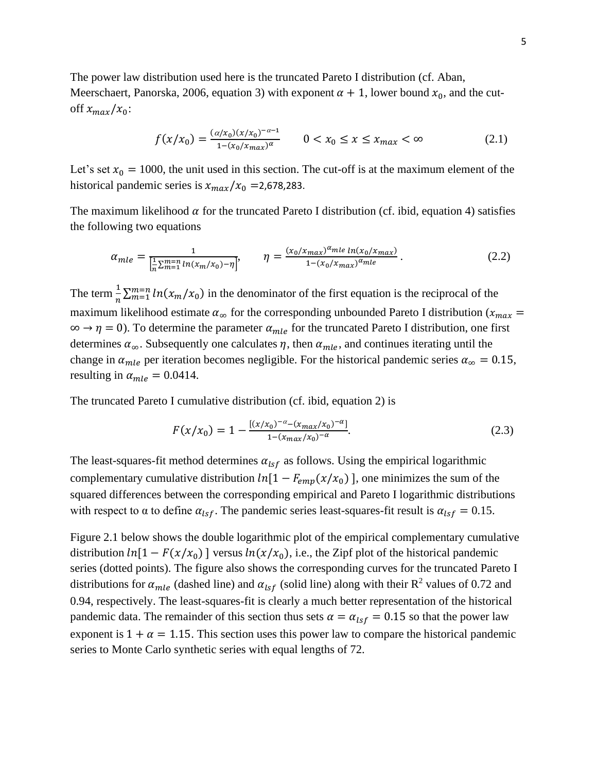The power law distribution used here is the truncated Pareto I distribution (cf. Aban, Meerschaert, Panorska, 2006, equation 3) with exponent $\alpha + 1$, lower bound $x_0$, and the cut-off $x_{max}/x_0$:

$$f(x/x_0) = \frac{(\alpha/x_0)(x/x_0)^{-\alpha-1}}{1-(x_0/x_{max})^{\alpha}} \qquad 0 < x_0 \le x \le x_{max} < \infty \tag{2.1}$$

Let's set $x_0 = 1000$, the unit used in this section. The cut-off is at the maximum element of the historical pandemic series is $x_{max}/x_0 = 2{,}678{,}283$.

The maximum likelihood $\alpha$ for the truncated Pareto I distribution (cf. ibid, equation 4) satisfies the following two equations

$$\alpha_{mle} = \frac{1}{\left[\frac{1}{n}\sum_{m=1}^{m=n} ln(x_m/x_0) - \eta\right]}, \qquad \eta = \frac{(x_0/x_{max})^{\alpha_{mle}}\, ln(x_0/x_{max})}{1-(x_0/x_{max})^{\alpha_{mle}}}. \tag{2.2}$$

The term $\frac{1}{n}\sum_{m=1}^{m=n} ln(x_m/x_0)$ in the denominator of the first equation is the reciprocal of the maximum likelihood estimate $\alpha_\infty$ for the corresponding unbounded Pareto I distribution ($x_{max} = \infty \to \eta = 0$). To determine the parameter $\alpha_{mle}$ for the truncated Pareto I distribution, one first determines $\alpha_\infty$. Subsequently one calculates $\eta$, then $\alpha_{mle}$, and continues iterating until the change in $\alpha_{mle}$ per iteration becomes negligible. For the historical pandemic series $\alpha_\infty = 0.15$, resulting in $\alpha_{mle} = 0.0414$.

The truncated Pareto I cumulative distribution (cf. ibid, equation 2) is

$$F(x/x_0) = 1 - \frac{[(x/x_0)^{-\alpha} - (x_{max}/x_0)^{-\alpha}]}{1-(x_{max}/x_0)^{-\alpha}}. \tag{2.3}$$

The least-squares-fit method determines $\alpha_{lsf}$ as follows. Using the empirical logarithmic complementary cumulative distribution $ln[1 - F_{emp}(x/x_0)]$, one minimizes the sum of the squared differences between the corresponding empirical and Pareto I logarithmic distributions with respect to α to define $\alpha_{lsf}$. The pandemic series least-squares-fit result is $\alpha_{lsf} = 0.15$.

Figure 2.1 below shows the double logarithmic plot of the empirical complementary cumulative distribution $ln[1 - F(x/x_0)]$ versus $ln(x/x_0)$, i.e., the Zipf plot of the historical pandemic series (dotted points). The figure also shows the corresponding curves for the truncated Pareto I distributions for $\alpha_{mle}$ (dashed line) and $\alpha_{lsf}$ (solid line) along with their $R^2$ values of 0.72 and 0.94, respectively. The least-squares-fit is clearly a much better representation of the historical pandemic data. The remainder of this section thus sets $\alpha = \alpha_{lsf} = 0.15$ so that the power law exponent is $1 + \alpha = 1.15$. This section uses this power law to compare the historical pandemic series to Monte Carlo synthetic series with equal lengths of 72.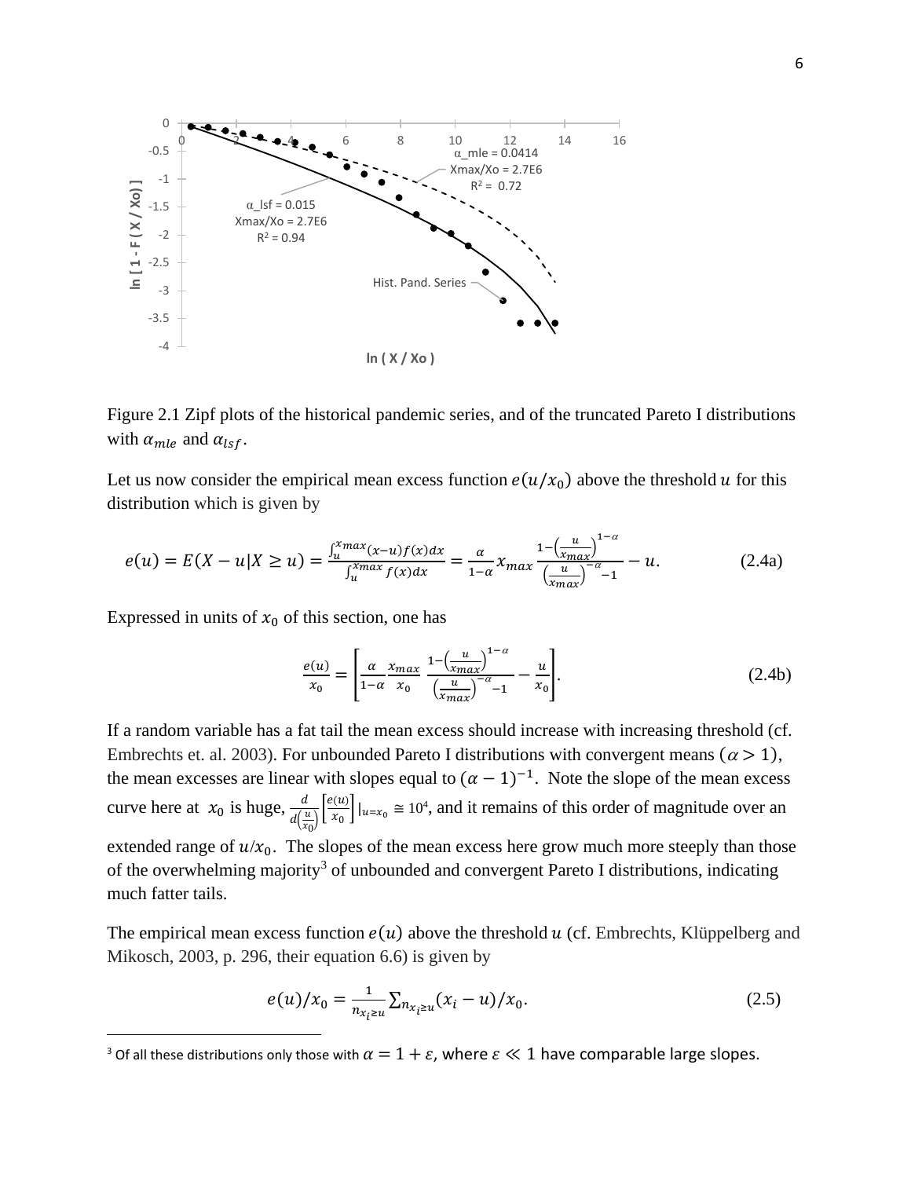Figure 2.1 Zipf plots of the historical pandemic series, and of the truncated Pareto I distributions with $\alpha_{mle}$ and $\alpha_{lsf}$.

Let us now consider the empirical mean excess function $e(u/x_0)$ above the threshold $u$ for this distribution which is given by

$$e(u) = E(X - u|X \geq u) = \frac{\int_u^{x_{max}}(x-u)f(x)dx}{\int_u^{x_{max}} f(x)dx} = \frac{\alpha}{1-\alpha} x_{max} \frac{1-\left(\frac{u}{x_{max}}\right)^{1-\alpha}}{\left(\frac{u}{x_{max}}\right)^{-\alpha}-1} - u. \tag{2.4a}$$

Expressed in units of $x_0$ of this section, one has

$$\frac{e(u)}{x_0} = \left[\frac{\alpha}{1-\alpha} \frac{x_{max}}{x_0} \frac{1-\left(\frac{u}{x_{max}}\right)^{1-\alpha}}{\left(\frac{u}{x_{max}}\right)^{-\alpha}-1} - \frac{u}{x_0}\right]. \tag{2.4b}$$

If a random variable has a fat tail the mean excess should increase with increasing threshold (cf. Embrechts et. al. 2003). For unbounded Pareto I distributions with convergent means ($\alpha > 1$), the mean excesses are linear with slopes equal to $(\alpha - 1)^{-1}$. Note the slope of the mean excess curve here at $x_0$ is huge, $\frac{d}{d\left(\frac{u}{x_0}\right)}\left[\frac{e(u)}{x_0}\right]|_{u=x_0} \cong 10^4$, and it remains of this order of magnitude over an extended range of $u/x_0$. The slopes of the mean excess here grow much more steeply than those of the overwhelming majority[3] of unbounded and convergent Pareto I distributions, indicating much fatter tails.

The empirical mean excess function $e(u)$ above the threshold $u$ (cf. Embrechts, Klüppelberg and Mikosch, 2003, p. 296, their equation 6.6) is given by

$$e(u)/x_0 = \frac{1}{n_{x_i \geq u}} \sum_{n_{x_i \geq u}} (x_i - u)/x_0. \tag{2.5}$$

[3] Of all these distributions only those with $\alpha = 1 + \varepsilon$, where $\varepsilon \ll 1$ have comparable large slopes.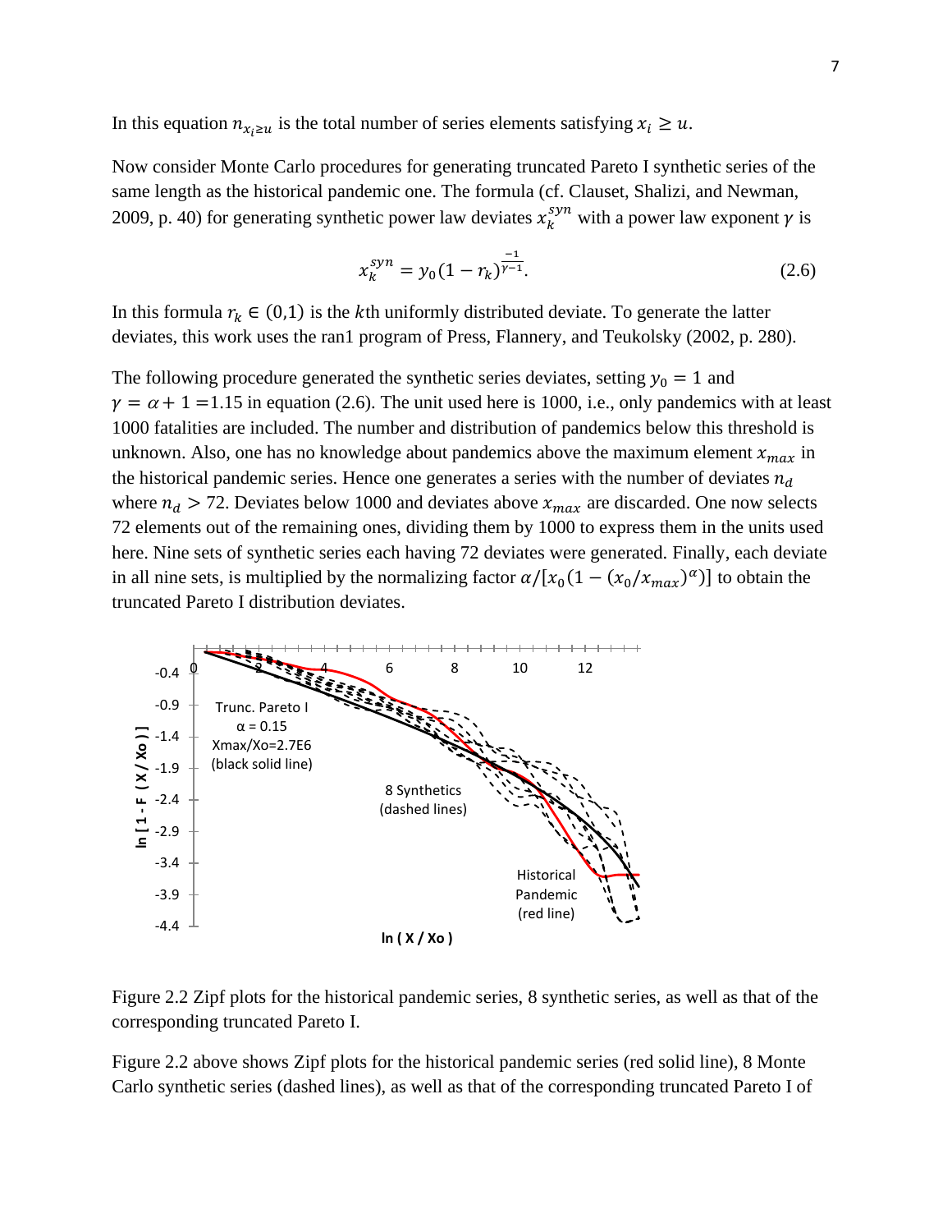In this equation $n_{x_i \geq u}$ is the total number of series elements satisfying $x_i \geq u$.

Now consider Monte Carlo procedures for generating truncated Pareto I synthetic series of the same length as the historical pandemic one. The formula (cf. Clauset, Shalizi, and Newman, 2009, p. 40) for generating synthetic power law deviates $x_k^{syn}$ with a power law exponent $\gamma$ is

$$x_k^{syn} = y_0(1 - r_k)^{\frac{-1}{\gamma - 1}}. \tag{2.6}$$

In this formula $r_k \in (0,1)$ is the $k$th uniformly distributed deviate. To generate the latter deviates, this work uses the ran1 program of Press, Flannery, and Teukolsky (2002, p. 280).

The following procedure generated the synthetic series deviates, setting $y_0 = 1$ and $\gamma = \alpha + 1 = 1.15$ in equation (2.6). The unit used here is 1000, i.e., only pandemics with at least 1000 fatalities are included. The number and distribution of pandemics below this threshold is unknown. Also, one has no knowledge about pandemics above the maximum element $x_{max}$ in the historical pandemic series. Hence one generates a series with the number of deviates $n_d$ where $n_d > 72$. Deviates below 1000 and deviates above $x_{max}$ are discarded. One now selects 72 elements out of the remaining ones, dividing them by 1000 to express them in the units used here. Nine sets of synthetic series each having 72 deviates were generated. Finally, each deviate in all nine sets, is multiplied by the normalizing factor $\alpha/[x_0(1 - (x_0/x_{max})^{\alpha})]$ to obtain the truncated Pareto I distribution deviates.

Figure 2.2 Zipf plots for the historical pandemic series, 8 synthetic series, as well as that of the corresponding truncated Pareto I.

Figure 2.2 above shows Zipf plots for the historical pandemic series (red solid line), 8 Monte Carlo synthetic series (dashed lines), as well as that of the corresponding truncated Pareto I of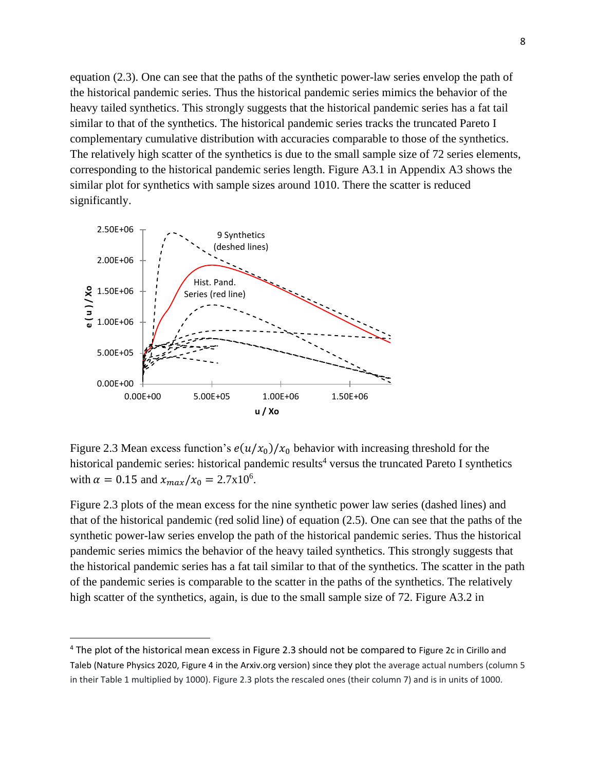equation (2.3). One can see that the paths of the synthetic power-law series envelop the path of the historical pandemic series. Thus the historical pandemic series mimics the behavior of the heavy tailed synthetics. This strongly suggests that the historical pandemic series has a fat tail similar to that of the synthetics. The historical pandemic series tracks the truncated Pareto I complementary cumulative distribution with accuracies comparable to those of the synthetics. The relatively high scatter of the synthetics is due to the small sample size of 72 series elements, corresponding to the historical pandemic series length. Figure A3.1 in Appendix A3 shows the similar plot for synthetics with sample sizes around 1010. There the scatter is reduced significantly.

Figure 2.3 Mean excess function's $e(u/x_0)/x_0$ behavior with increasing threshold for the historical pandemic series: historical pandemic results[4] versus the truncated Pareto I synthetics with $\alpha = 0.15$ and $x_{max}/x_0 = 2.7\text{x}10^6$.

Figure 2.3 plots of the mean excess for the nine synthetic power law series (dashed lines) and that of the historical pandemic (red solid line) of equation (2.5). One can see that the paths of the synthetic power-law series envelop the path of the historical pandemic series. Thus the historical pandemic series mimics the behavior of the heavy tailed synthetics. This strongly suggests that the historical pandemic series has a fat tail similar to that of the synthetics. The scatter in the path of the pandemic series is comparable to the scatter in the paths of the synthetics. The relatively high scatter of the synthetics, again, is due to the small sample size of 72. Figure A3.2 in

[4] The plot of the historical mean excess in Figure 2.3 should not be compared to Figure 2c in Cirillo and Taleb (Nature Physics 2020, Figure 4 in the Arxiv.org version) since they plot the average actual numbers (column 5 in their Table 1 multiplied by 1000). Figure 2.3 plots the rescaled ones (their column 7) and is in units of 1000.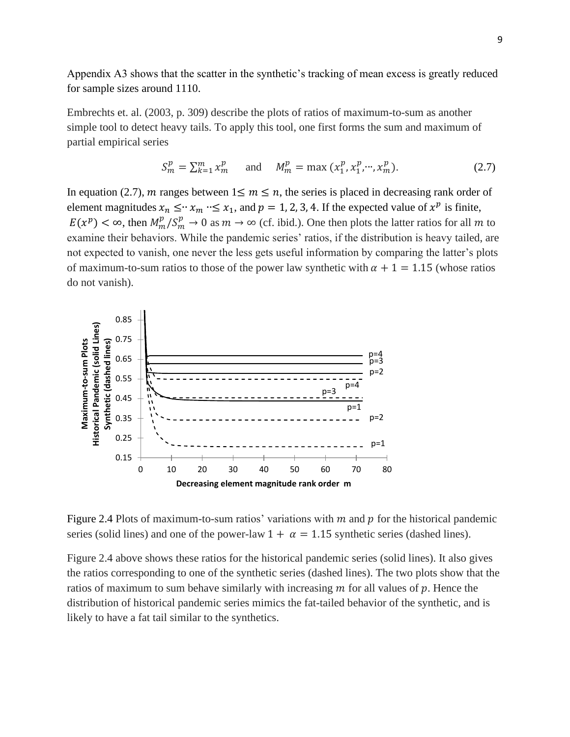Appendix A3 shows that the scatter in the synthetic's tracking of mean excess is greatly reduced for sample sizes around 1110.

Embrechts et. al. (2003, p. 309) describe the plots of ratios of maximum-to-sum as another simple tool to detect heavy tails. To apply this tool, one first forms the sum and maximum of partial empirical series

$$S_m^p = \sum_{k=1}^{m} x_m^p \quad \text{and} \quad M_m^p = \max\,(x_1^p, x_1^p, \cdots, x_m^p). \tag{2.7}$$

In equation (2.7), $m$ ranges between $1 \leq m \leq n$, the series is placed in decreasing rank order of element magnitudes $x_n \leq \cdots x_m \cdots \leq x_1$, and $p = 1, 2, 3, 4$. If the expected value of $x^p$ is finite, $E(x^p) < \infty$, then $M_m^p / S_m^p \to 0$ as $m \to \infty$ (cf. ibid.). One then plots the latter ratios for all $m$ to examine their behaviors. While the pandemic series' ratios, if the distribution is heavy tailed, are not expected to vanish, one never the less gets useful information by comparing the latter's plots of maximum-to-sum ratios to those of the power law synthetic with $\alpha + 1 = 1.15$ (whose ratios do not vanish).

Figure 2.4 Plots of maximum-to-sum ratios' variations with $m$ and $p$ for the historical pandemic series (solid lines) and one of the power-law $1 + \alpha = 1.15$ synthetic series (dashed lines).

Figure 2.4 above shows these ratios for the historical pandemic series (solid lines). It also gives the ratios corresponding to one of the synthetic series (dashed lines). The two plots show that the ratios of maximum to sum behave similarly with increasing $m$ for all values of $p$. Hence the distribution of historical pandemic series mimics the fat-tailed behavior of the synthetic, and is likely to have a fat tail similar to the synthetics.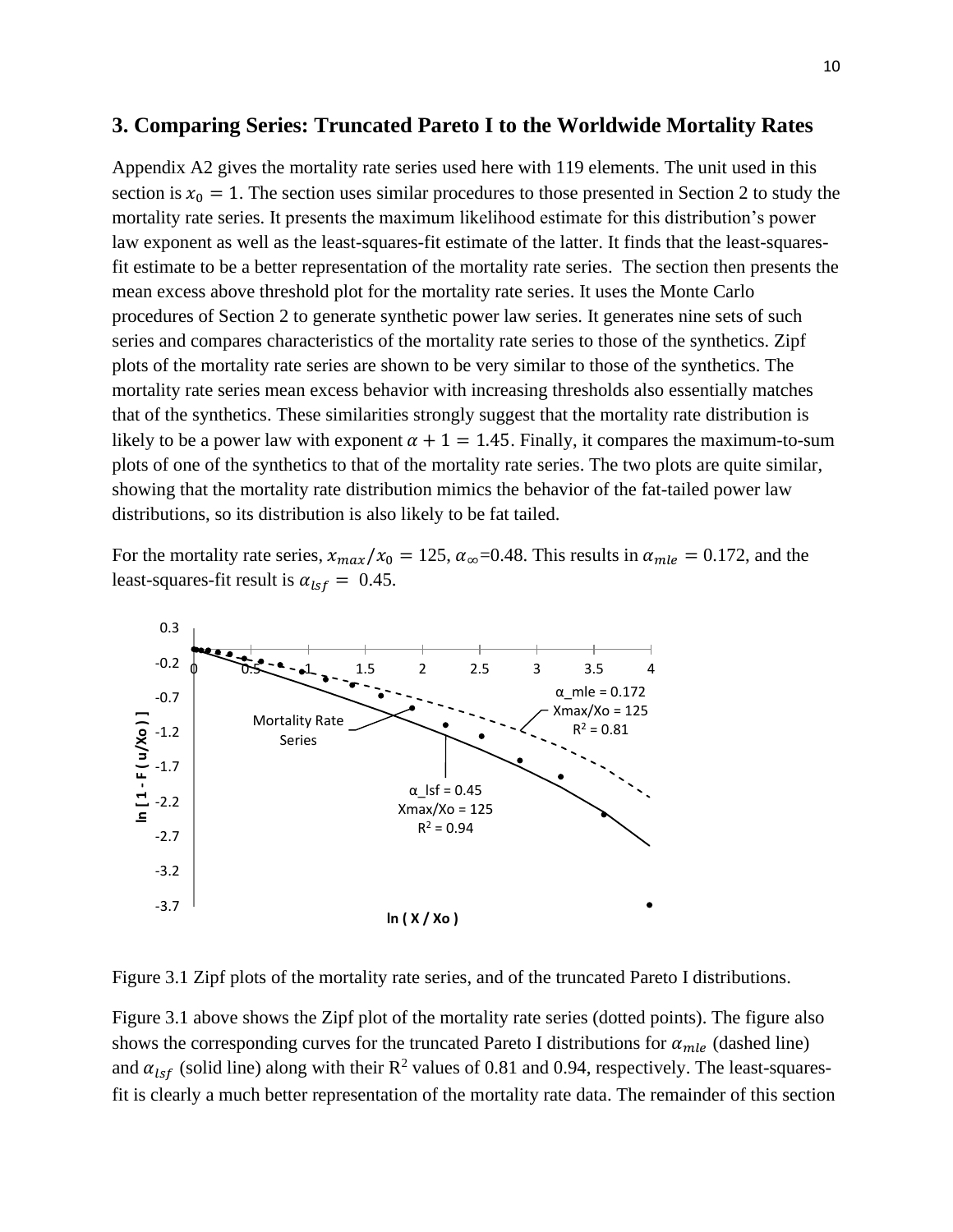## 3. Comparing Series: Truncated Pareto I to the Worldwide Mortality Rates

Appendix A2 gives the mortality rate series used here with 119 elements. The unit used in this section is $x_0 = 1$. The section uses similar procedures to those presented in Section 2 to study the mortality rate series. It presents the maximum likelihood estimate for this distribution's power law exponent as well as the least-squares-fit estimate of the latter. It finds that the least-squares-fit estimate to be a better representation of the mortality rate series. The section then presents the mean excess above threshold plot for the mortality rate series. It uses the Monte Carlo procedures of Section 2 to generate synthetic power law series. It generates nine sets of such series and compares characteristics of the mortality rate series to those of the synthetics. Zipf plots of the mortality rate series are shown to be very similar to those of the synthetics. The mortality rate series mean excess behavior with increasing thresholds also essentially matches that of the synthetics. These similarities strongly suggest that the mortality rate distribution is likely to be a power law with exponent $\alpha + 1 = 1.45$. Finally, it compares the maximum-to-sum plots of one of the synthetics to that of the mortality rate series. The two plots are quite similar, showing that the mortality rate distribution mimics the behavior of the fat-tailed power law distributions, so its distribution is also likely to be fat tailed.

For the mortality rate series, $x_{max}/x_0 = 125$, $\alpha_\infty$=0.48. This results in $\alpha_{mle} = 0.172$, and the least-squares-fit result is $\alpha_{lsf} = 0.45$.

Figure 3.1 Zipf plots of the mortality rate series, and of the truncated Pareto I distributions.

Figure 3.1 above shows the Zipf plot of the mortality rate series (dotted points). The figure also shows the corresponding curves for the truncated Pareto I distributions for $\alpha_{mle}$ (dashed line) and $\alpha_{lsf}$ (solid line) along with their $R^2$ values of 0.81 and 0.94, respectively. The least-squares-fit is clearly a much better representation of the mortality rate data. The remainder of this section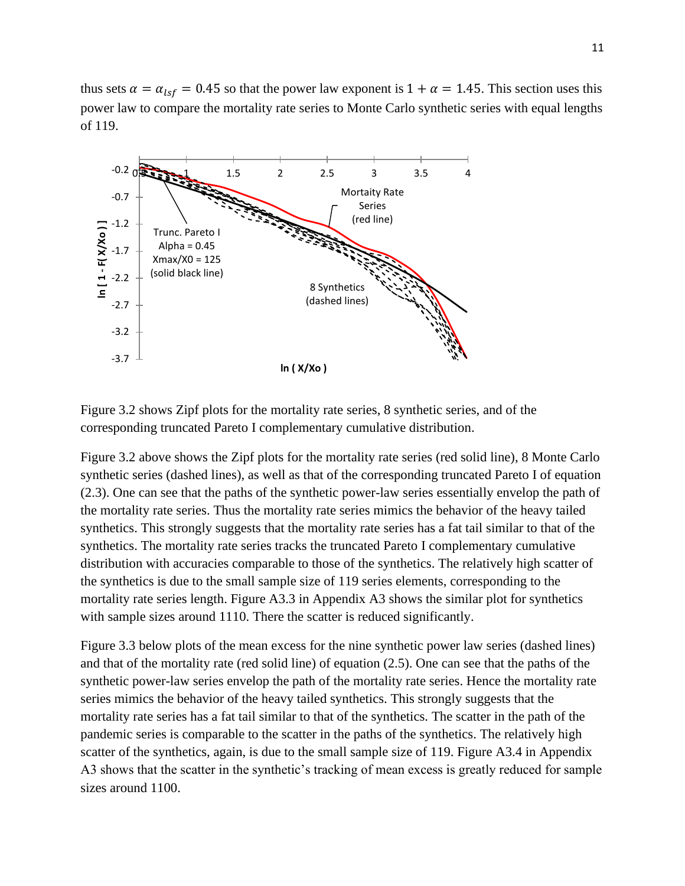thus sets $\alpha = \alpha_{lsf} = 0.45$ so that the power law exponent is $1 + \alpha = 1.45$. This section uses this power law to compare the mortality rate series to Monte Carlo synthetic series with equal lengths of 119.

Figure 3.2 shows Zipf plots for the mortality rate series, 8 synthetic series, and of the corresponding truncated Pareto I complementary cumulative distribution.

Figure 3.2 above shows the Zipf plots for the mortality rate series (red solid line), 8 Monte Carlo synthetic series (dashed lines), as well as that of the corresponding truncated Pareto I of equation (2.3). One can see that the paths of the synthetic power-law series essentially envelop the path of the mortality rate series. Thus the mortality rate series mimics the behavior of the heavy tailed synthetics. This strongly suggests that the mortality rate series has a fat tail similar to that of the synthetics. The mortality rate series tracks the truncated Pareto I complementary cumulative distribution with accuracies comparable to those of the synthetics. The relatively high scatter of the synthetics is due to the small sample size of 119 series elements, corresponding to the mortality rate series length. Figure A3.3 in Appendix A3 shows the similar plot for synthetics with sample sizes around 1110. There the scatter is reduced significantly.

Figure 3.3 below plots of the mean excess for the nine synthetic power law series (dashed lines) and that of the mortality rate (red solid line) of equation (2.5). One can see that the paths of the synthetic power-law series envelop the path of the mortality rate series. Hence the mortality rate series mimics the behavior of the heavy tailed synthetics. This strongly suggests that the mortality rate series has a fat tail similar to that of the synthetics. The scatter in the path of the pandemic series is comparable to the scatter in the paths of the synthetics. The relatively high scatter of the synthetics, again, is due to the small sample size of 119. Figure A3.4 in Appendix A3 shows that the scatter in the synthetic's tracking of mean excess is greatly reduced for sample sizes around 1100.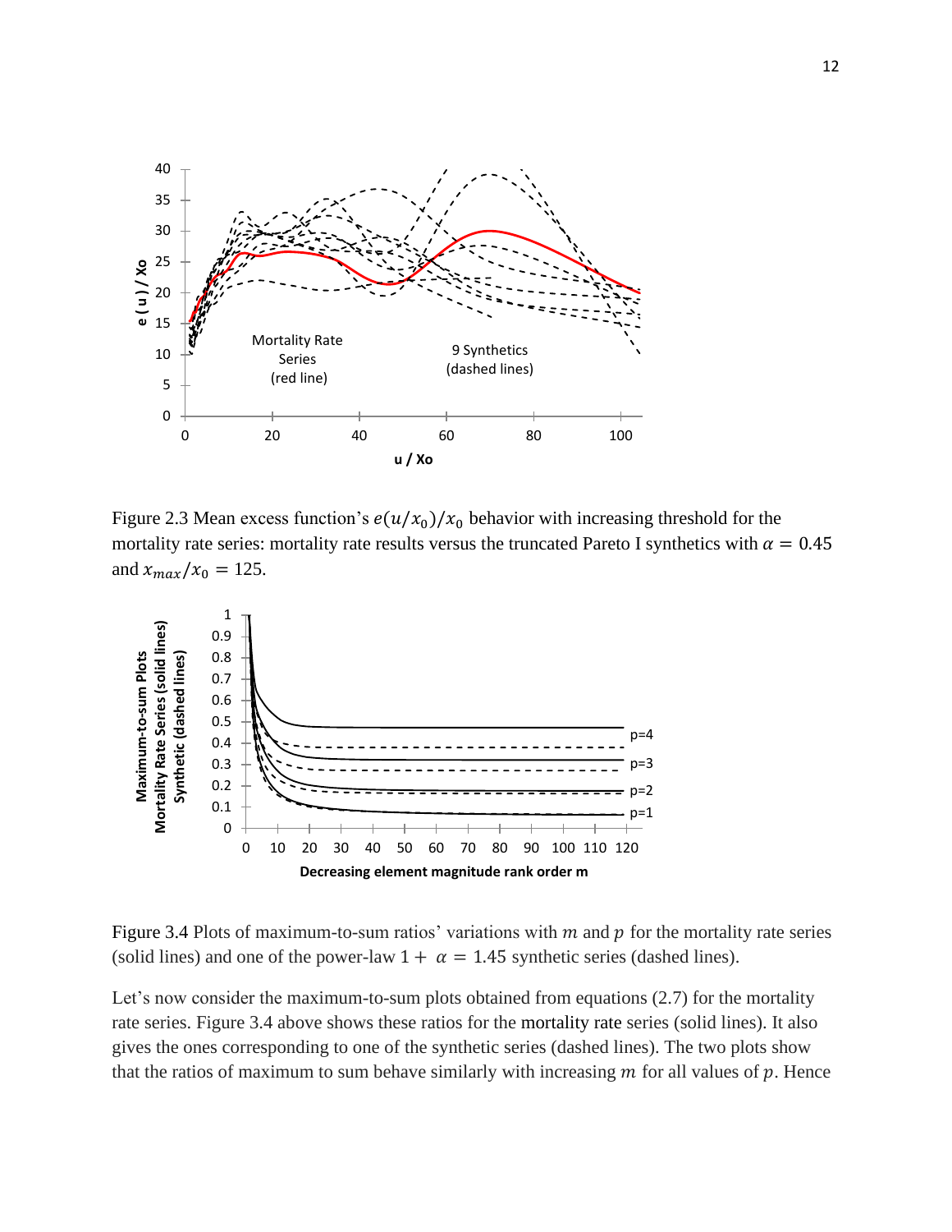Figure 2.3 Mean excess function's $e(u/x_0)/x_0$ behavior with increasing threshold for the mortality rate series: mortality rate results versus the truncated Pareto I synthetics with $\alpha = 0.45$ and $x_{max}/x_0 = 125$.

Figure 3.4 Plots of maximum-to-sum ratios' variations with $m$ and $p$ for the mortality rate series (solid lines) and one of the power-law $1 + \alpha = 1.45$ synthetic series (dashed lines).

Let's now consider the maximum-to-sum plots obtained from equations (2.7) for the mortality rate series. Figure 3.4 above shows these ratios for the mortality rate series (solid lines). It also gives the ones corresponding to one of the synthetic series (dashed lines). The two plots show that the ratios of maximum to sum behave similarly with increasing $m$ for all values of $p$. Hence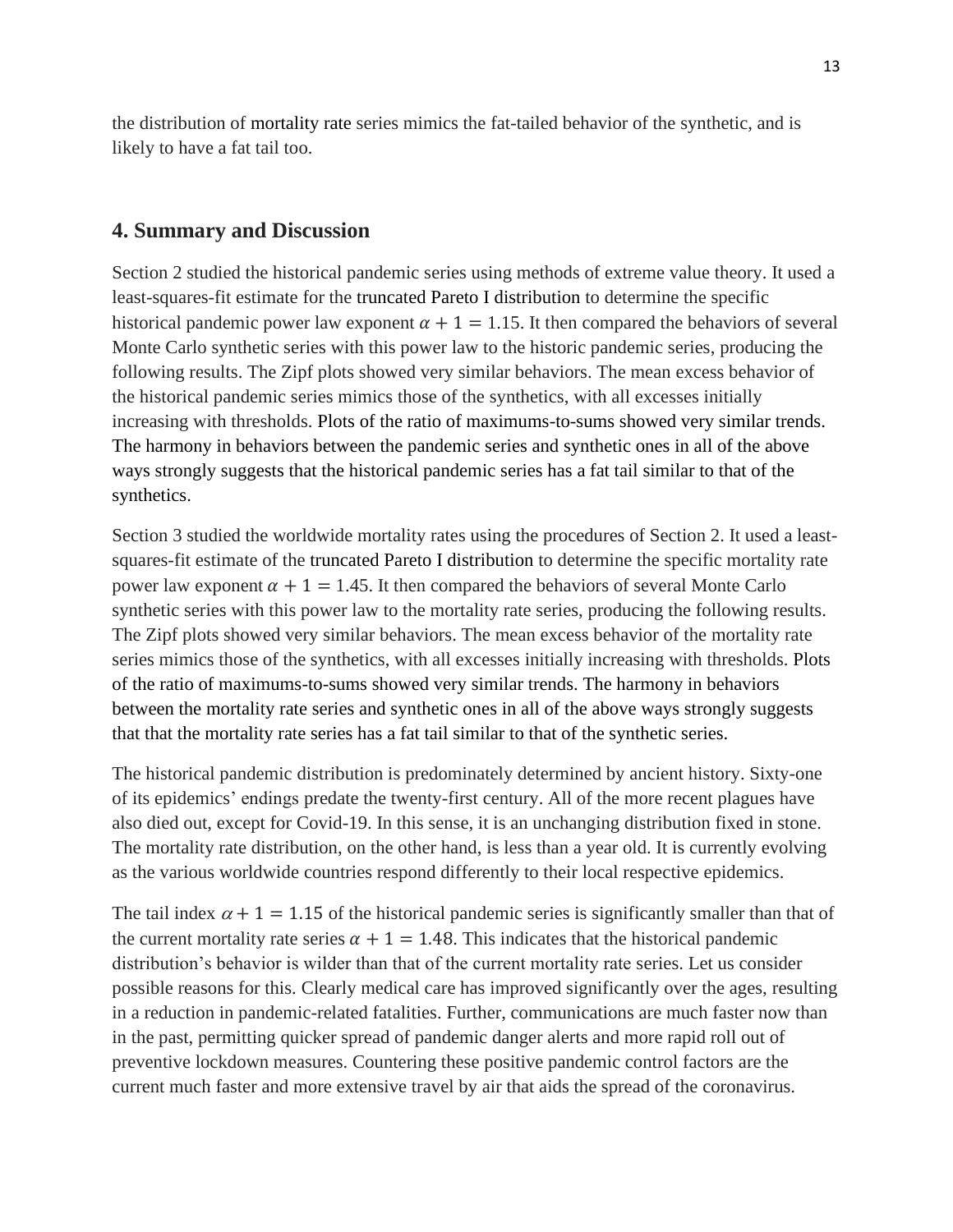the distribution of mortality rate series mimics the fat-tailed behavior of the synthetic, and is likely to have a fat tail too.

## 4. Summary and Discussion

Section 2 studied the historical pandemic series using methods of extreme value theory. It used a least-squares-fit estimate for the truncated Pareto I distribution to determine the specific historical pandemic power law exponent $\alpha + 1 = 1.15$. It then compared the behaviors of several Monte Carlo synthetic series with this power law to the historic pandemic series, producing the following results. The Zipf plots showed very similar behaviors. The mean excess behavior of the historical pandemic series mimics those of the synthetics, with all excesses initially increasing with thresholds. Plots of the ratio of maximums-to-sums showed very similar trends. The harmony in behaviors between the pandemic series and synthetic ones in all of the above ways strongly suggests that the historical pandemic series has a fat tail similar to that of the synthetics.

Section 3 studied the worldwide mortality rates using the procedures of Section 2. It used a least-squares-fit estimate of the truncated Pareto I distribution to determine the specific mortality rate power law exponent $\alpha + 1 = 1.45$. It then compared the behaviors of several Monte Carlo synthetic series with this power law to the mortality rate series, producing the following results. The Zipf plots showed very similar behaviors. The mean excess behavior of the mortality rate series mimics those of the synthetics, with all excesses initially increasing with thresholds. Plots of the ratio of maximums-to-sums showed very similar trends. The harmony in behaviors between the mortality rate series and synthetic ones in all of the above ways strongly suggests that that the mortality rate series has a fat tail similar to that of the synthetic series.

The historical pandemic distribution is predominately determined by ancient history. Sixty-one of its epidemics' endings predate the twenty-first century. All of the more recent plagues have also died out, except for Covid-19. In this sense, it is an unchanging distribution fixed in stone. The mortality rate distribution, on the other hand, is less than a year old. It is currently evolving as the various worldwide countries respond differently to their local respective epidemics.

The tail index $\alpha + 1 = 1.15$ of the historical pandemic series is significantly smaller than that of the current mortality rate series $\alpha + 1 = 1.48$. This indicates that the historical pandemic distribution's behavior is wilder than that of the current mortality rate series. Let us consider possible reasons for this. Clearly medical care has improved significantly over the ages, resulting in a reduction in pandemic-related fatalities. Further, communications are much faster now than in the past, permitting quicker spread of pandemic danger alerts and more rapid roll out of preventive lockdown measures. Countering these positive pandemic control factors are the current much faster and more extensive travel by air that aids the spread of the coronavirus.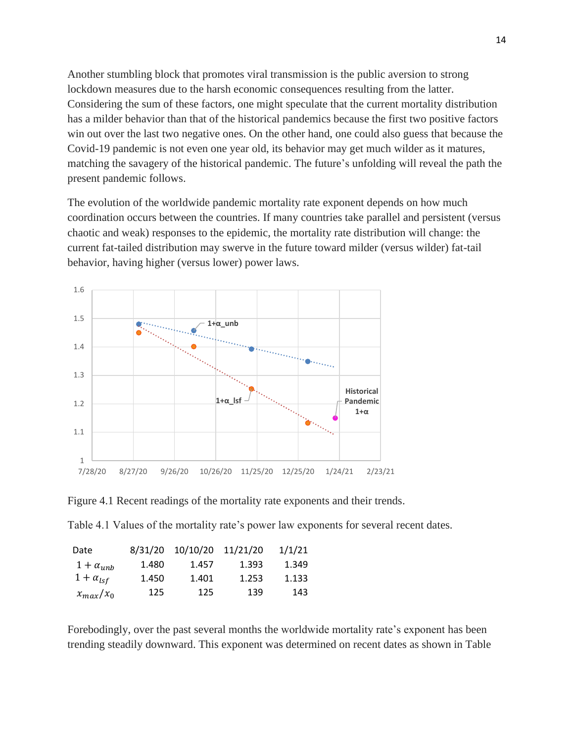Another stumbling block that promotes viral transmission is the public aversion to strong lockdown measures due to the harsh economic consequences resulting from the latter. Considering the sum of these factors, one might speculate that the current mortality distribution has a milder behavior than that of the historical pandemics because the first two positive factors win out over the last two negative ones. On the other hand, one could also guess that because the Covid-19 pandemic is not even one year old, its behavior may get much wilder as it matures, matching the savagery of the historical pandemic. The future's unfolding will reveal the path the present pandemic follows.

The evolution of the worldwide pandemic mortality rate exponent depends on how much coordination occurs between the countries. If many countries take parallel and persistent (versus chaotic and weak) responses to the epidemic, the mortality rate distribution will change: the current fat-tailed distribution may swerve in the future toward milder (versus wilder) fat-tail behavior, having higher (versus lower) power laws.

Figure 4.1 Recent readings of the mortality rate exponents and their trends.

Table 4.1 Values of the mortality rate's power law exponents for several recent dates.

| Date | 8/31/20 | 10/10/20 | 11/21/20 | 1/1/21 |
|---|---|---|---|---|
| $1 + \alpha_{unb}$ | 1.480 | 1.457 | 1.393 | 1.349 |
| $1 + \alpha_{lsf}$ | 1.450 | 1.401 | 1.253 | 1.133 |
| $x_{max}/x_0$ | 125 | 125 | 139 | 143 |

Forebodingly, over the past several months the worldwide mortality rate's exponent has been trending steadily downward. This exponent was determined on recent dates as shown in Table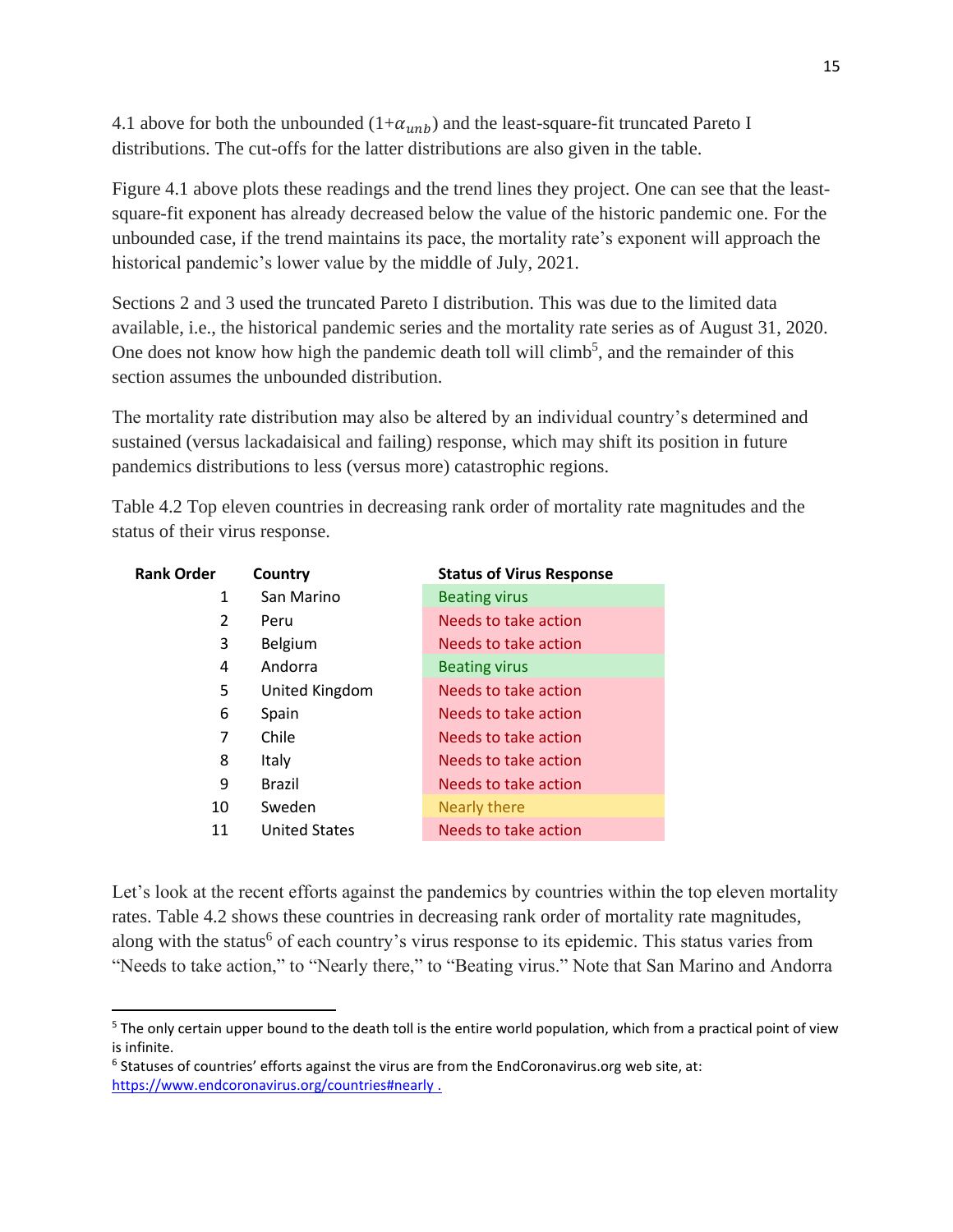4.1 above for both the unbounded ($1+\alpha_{unb}$) and the least-square-fit truncated Pareto I distributions. The cut-offs for the latter distributions are also given in the table.

Figure 4.1 above plots these readings and the trend lines they project. One can see that the least-square-fit exponent has already decreased below the value of the historic pandemic one. For the unbounded case, if the trend maintains its pace, the mortality rate's exponent will approach the historical pandemic's lower value by the middle of July, 2021.

Sections 2 and 3 used the truncated Pareto I distribution. This was due to the limited data available, i.e., the historical pandemic series and the mortality rate series as of August 31, 2020. One does not know how high the pandemic death toll will climb[5], and the remainder of this section assumes the unbounded distribution.

The mortality rate distribution may also be altered by an individual country's determined and sustained (versus lackadaisical and failing) response, which may shift its position in future pandemics distributions to less (versus more) catastrophic regions.

Table 4.2 Top eleven countries in decreasing rank order of mortality rate magnitudes and the status of their virus response.

| Rank Order | Country | Status of Virus Response |
|---|---|---|
| 1 | San Marino | Beating virus |
| 2 | Peru | Needs to take action |
| 3 | Belgium | Needs to take action |
| 4 | Andorra | Beating virus |
| 5 | United Kingdom | Needs to take action |
| 6 | Spain | Needs to take action |
| 7 | Chile | Needs to take action |
| 8 | Italy | Needs to take action |
| 9 | Brazil | Needs to take action |
| 10 | Sweden | Nearly there |
| 11 | United States | Needs to take action |

Let's look at the recent efforts against the pandemics by countries within the top eleven mortality rates. Table 4.2 shows these countries in decreasing rank order of mortality rate magnitudes, along with the status[6] of each country's virus response to its epidemic. This status varies from "Needs to take action," to "Nearly there," to "Beating virus." Note that San Marino and Andorra

[5] The only certain upper bound to the death toll is the entire world population, which from a practical point of view is infinite.

[6] Statuses of countries' efforts against the virus are from the EndCoronavirus.org web site, at: https://www.endcoronavirus.org/countries#nearly .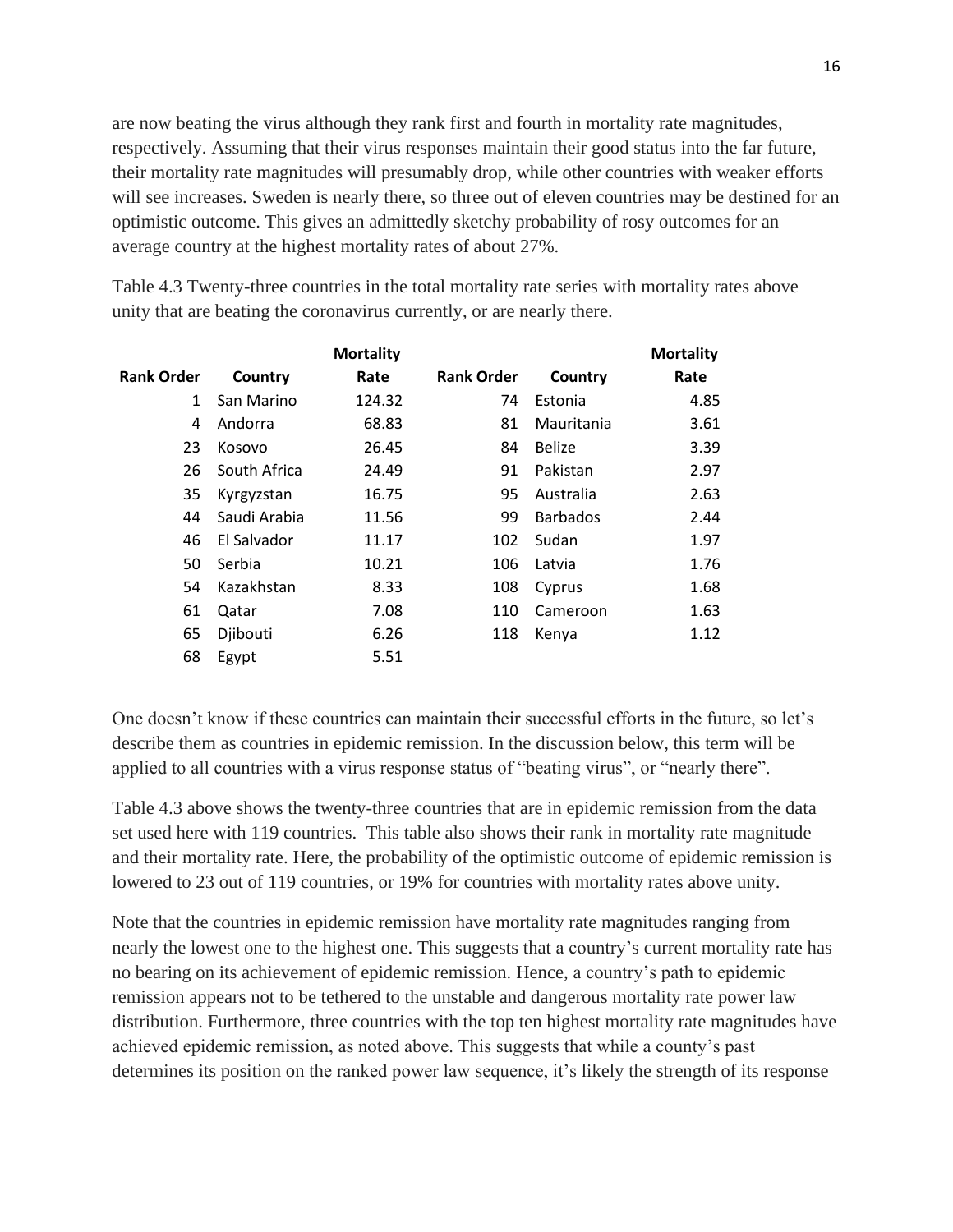are now beating the virus although they rank first and fourth in mortality rate magnitudes, respectively. Assuming that their virus responses maintain their good status into the far future, their mortality rate magnitudes will presumably drop, while other countries with weaker efforts will see increases. Sweden is nearly there, so three out of eleven countries may be destined for an optimistic outcome. This gives an admittedly sketchy probability of rosy outcomes for an average country at the highest mortality rates of about 27%.

Table 4.3 Twenty-three countries in the total mortality rate series with mortality rates above unity that are beating the coronavirus currently, or are nearly there.

| Rank Order | Country | Mortality Rate | Rank Order | Country | Mortality Rate |
|---|---|---|---|---|---|
| 1 | San Marino | 124.32 | 74 | Estonia | 4.85 |
| 4 | Andorra | 68.83 | 81 | Mauritania | 3.61 |
| 23 | Kosovo | 26.45 | 84 | Belize | 3.39 |
| 26 | South Africa | 24.49 | 91 | Pakistan | 2.97 |
| 35 | Kyrgyzstan | 16.75 | 95 | Australia | 2.63 |
| 44 | Saudi Arabia | 11.56 | 99 | Barbados | 2.44 |
| 46 | El Salvador | 11.17 | 102 | Sudan | 1.97 |
| 50 | Serbia | 10.21 | 106 | Latvia | 1.76 |
| 54 | Kazakhstan | 8.33 | 108 | Cyprus | 1.68 |
| 61 | Qatar | 7.08 | 110 | Cameroon | 1.63 |
| 65 | Djibouti | 6.26 | 118 | Kenya | 1.12 |
| 68 | Egypt | 5.51 | | | |

One doesn't know if these countries can maintain their successful efforts in the future, so let's describe them as countries in epidemic remission. In the discussion below, this term will be applied to all countries with a virus response status of "beating virus", or "nearly there".

Table 4.3 above shows the twenty-three countries that are in epidemic remission from the data set used here with 119 countries. This table also shows their rank in mortality rate magnitude and their mortality rate. Here, the probability of the optimistic outcome of epidemic remission is lowered to 23 out of 119 countries, or 19% for countries with mortality rates above unity.

Note that the countries in epidemic remission have mortality rate magnitudes ranging from nearly the lowest one to the highest one. This suggests that a country's current mortality rate has no bearing on its achievement of epidemic remission. Hence, a country's path to epidemic remission appears not to be tethered to the unstable and dangerous mortality rate power law distribution. Furthermore, three countries with the top ten highest mortality rate magnitudes have achieved epidemic remission, as noted above. This suggests that while a county's past determines its position on the ranked power law sequence, it's likely the strength of its response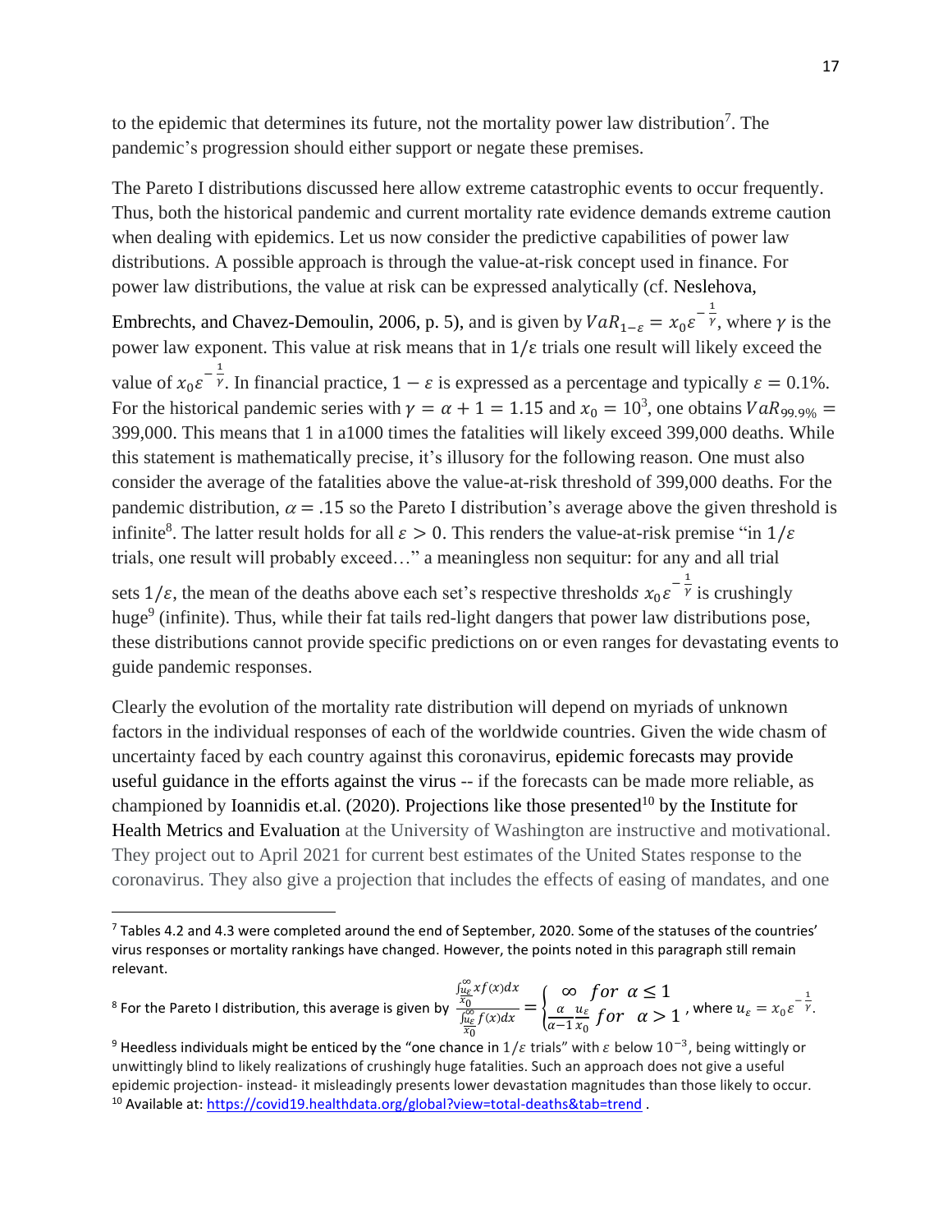to the epidemic that determines its future, not the mortality power law distribution[7]. The pandemic's progression should either support or negate these premises.

The Pareto I distributions discussed here allow extreme catastrophic events to occur frequently. Thus, both the historical pandemic and current mortality rate evidence demands extreme caution when dealing with epidemics. Let us now consider the predictive capabilities of power law distributions. A possible approach is through the value-at-risk concept used in finance. For power law distributions, the value at risk can be expressed analytically (cf. Neslehova, Embrechts, and Chavez-Demoulin, 2006, p. 5), and is given by $VaR_{1-\varepsilon} = x_0 \varepsilon^{-\frac{1}{\gamma}}$, where $\gamma$ is the power law exponent. This value at risk means that in $1/\varepsilon$ trials one result will likely exceed the value of $x_0 \varepsilon^{-\frac{1}{\gamma}}$. In financial practice, $1 - \varepsilon$ is expressed as a percentage and typically $\varepsilon = 0.1\%$. For the historical pandemic series with $\gamma = \alpha + 1 = 1.15$ and $x_0 = 10^3$, one obtains $VaR_{99.9\%} =$ 399,000. This means that 1 in a1000 times the fatalities will likely exceed 399,000 deaths. While this statement is mathematically precise, it's illusory for the following reason. One must also consider the average of the fatalities above the value-at-risk threshold of 399,000 deaths. For the pandemic distribution, $\alpha = .15$ so the Pareto I distribution's average above the given threshold is infinite[8]. The latter result holds for all $\varepsilon > 0$. This renders the value-at-risk premise "in $1/\varepsilon$ trials, one result will probably exceed…" a meaningless non sequitur: for any and all trial sets $1/\varepsilon$, the mean of the deaths above each set's respective thresholds $x_0 \varepsilon^{-\frac{1}{\gamma}}$ is crushingly huge[9] (infinite). Thus, while their fat tails red-light dangers that power law distributions pose, these distributions cannot provide specific predictions on or even ranges for devastating events to guide pandemic responses.

Clearly the evolution of the mortality rate distribution will depend on myriads of unknown factors in the individual responses of each of the worldwide countries. Given the wide chasm of uncertainty faced by each country against this coronavirus, epidemic forecasts may provide useful guidance in the efforts against the virus -- if the forecasts can be made more reliable, as championed by Ioannidis et.al. (2020). Projections like those presented[10] by the Institute for Health Metrics and Evaluation at the University of Washington are instructive and motivational. They project out to April 2021 for current best estimates of the United States response to the coronavirus. They also give a projection that includes the effects of easing of mandates, and one

---

[7] Tables 4.2 and 4.3 were completed around the end of September, 2020. Some of the statuses of the countries' virus responses or mortality rankings have changed. However, the points noted in this paragraph still remain relevant.

[8] For the Pareto I distribution, this average is given by $\frac{\int_{\frac{u_\varepsilon}{x_0}}^{\infty} x f(x)dx}{\int_{\frac{u_\varepsilon}{x_0}}^{\infty} f(x)dx} = \begin{cases} \infty & for \;\; \alpha \leq 1 \\ \frac{\alpha}{\alpha-1}\frac{u_\varepsilon}{x_0} & for \;\; \alpha > 1 \end{cases}$, where $u_\varepsilon = x_0 \varepsilon^{-\frac{1}{\gamma}}$.

[9] Heedless individuals might be enticed by the "one chance in $1/\varepsilon$ trials" with $\varepsilon$ below $10^{-3}$, being wittingly or unwittingly blind to likely realizations of crushingly huge fatalities. Such an approach does not give a useful epidemic projection- instead- it misleadingly presents lower devastation magnitudes than those likely to occur.

[10] Available at: https://covid19.healthdata.org/global?view=total-deaths&tab=trend .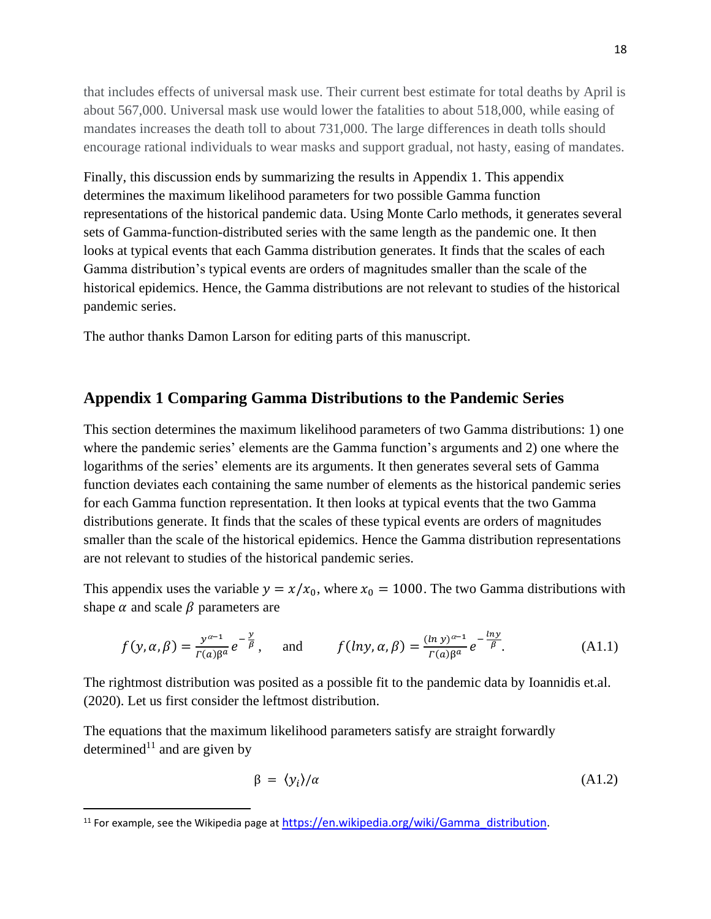that includes effects of universal mask use. Their current best estimate for total deaths by April is about 567,000. Universal mask use would lower the fatalities to about 518,000, while easing of mandates increases the death toll to about 731,000. The large differences in death tolls should encourage rational individuals to wear masks and support gradual, not hasty, easing of mandates.

Finally, this discussion ends by summarizing the results in Appendix 1. This appendix determines the maximum likelihood parameters for two possible Gamma function representations of the historical pandemic data. Using Monte Carlo methods, it generates several sets of Gamma-function-distributed series with the same length as the pandemic one. It then looks at typical events that each Gamma distribution generates. It finds that the scales of each Gamma distribution's typical events are orders of magnitudes smaller than the scale of the historical epidemics. Hence, the Gamma distributions are not relevant to studies of the historical pandemic series.

The author thanks Damon Larson for editing parts of this manuscript.

## Appendix 1 Comparing Gamma Distributions to the Pandemic Series

This section determines the maximum likelihood parameters of two Gamma distributions: 1) one where the pandemic series' elements are the Gamma function's arguments and 2) one where the logarithms of the series' elements are its arguments. It then generates several sets of Gamma function deviates each containing the same number of elements as the historical pandemic series for each Gamma function representation. It then looks at typical events that the two Gamma distributions generate. It finds that the scales of these typical events are orders of magnitudes smaller than the scale of the historical epidemics. Hence the Gamma distribution representations are not relevant to studies of the historical pandemic series.

This appendix uses the variable $y = x/x_0$, where $x_0 = 1000$. The two Gamma distributions with shape $\alpha$ and scale $\beta$ parameters are

$$f(y,\alpha,\beta) = \frac{y^{\alpha-1}}{\Gamma(a)\beta^{a}} e^{-\frac{y}{\beta}}, \quad \text{and} \quad f(lny,\alpha,\beta) = \frac{(ln\, y)^{\alpha-1}}{\Gamma(a)\beta^{a}} e^{-\frac{lny}{\beta}}. \tag{A1.1}$$

The rightmost distribution was posited as a possible fit to the pandemic data by Ioannidis et.al. (2020). Let us first consider the leftmost distribution.

The equations that the maximum likelihood parameters satisfy are straight forwardly determined[11] and are given by

$$\beta = \langle y_i \rangle / \alpha \tag{A1.2}$$

[11] For example, see the Wikipedia page at https://en.wikipedia.org/wiki/Gamma_distribution.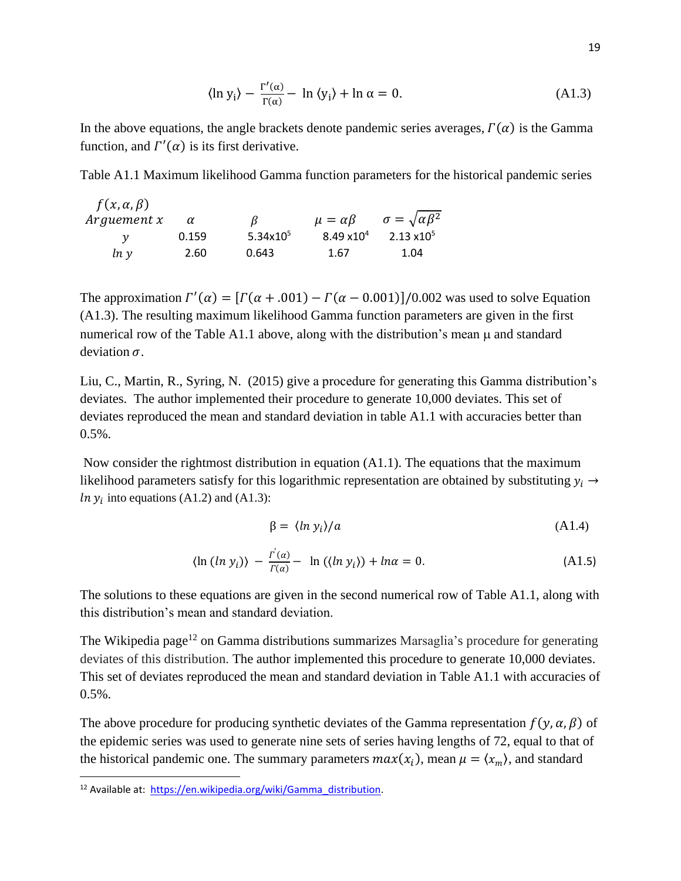$$\langle \ln y_i \rangle - \frac{\Gamma'(\alpha)}{\Gamma(\alpha)} - \ln \langle y_i \rangle + \ln \alpha = 0. \tag{A1.3}$$

In the above equations, the angle brackets denote pandemic series averages, $\Gamma(\alpha)$ is the Gamma function, and $\Gamma'(\alpha)$ is its first derivative.

Table A1.1 Maximum likelihood Gamma function parameters for the historical pandemic series

| $f(x,\alpha,\beta)$ Arguement $x$ | $\alpha$ | $\beta$ | $\mu = \alpha\beta$ | $\sigma = \sqrt{\alpha\beta^2}$ |
|---|---|---|---|---|
| $y$ | 0.159 | 5.34x10$^5$ | 8.49 x10$^4$ | 2.13 x10$^5$ |
| $ln\, y$ | 2.60 | 0.643 | 1.67 | 1.04 |

The approximation $\Gamma'(\alpha) = [\Gamma(\alpha + .001) - \Gamma(\alpha - 0.001)]/0.002$ was used to solve Equation (A1.3). The resulting maximum likelihood Gamma function parameters are given in the first numerical row of the Table A1.1 above, along with the distribution's mean μ and standard deviation $\sigma$.

Liu, C., Martin, R., Syring, N. (2015) give a procedure for generating this Gamma distribution's deviates. The author implemented their procedure to generate 10,000 deviates. This set of deviates reproduced the mean and standard deviation in table A1.1 with accuracies better than 0.5%.

Now consider the rightmost distribution in equation (A1.1). The equations that the maximum likelihood parameters satisfy for this logarithmic representation are obtained by substituting $y_i \rightarrow ln\, y_i$ into equations (A1.2) and (A1.3):

$$\beta = \langle ln\, y_i \rangle / a \tag{A1.4}$$

$$\langle \ln (ln\, y_i) \rangle - \frac{\Gamma'(\alpha)}{\Gamma(\alpha)} - \ln (\langle ln\, y_i \rangle) + ln\alpha = 0. \tag{A1.5}$$

The solutions to these equations are given in the second numerical row of Table A1.1, along with this distribution's mean and standard deviation.

The Wikipedia page[12] on Gamma distributions summarizes Marsaglia's procedure for generating deviates of this distribution. The author implemented this procedure to generate 10,000 deviates. This set of deviates reproduced the mean and standard deviation in Table A1.1 with accuracies of 0.5%.

The above procedure for producing synthetic deviates of the Gamma representation $f(y, \alpha, \beta)$ of the epidemic series was used to generate nine sets of series having lengths of 72, equal to that of the historical pandemic one. The summary parameters $max(x_i)$, mean $\mu = \langle x_m \rangle$, and standard

[12] Available at: https://en.wikipedia.org/wiki/Gamma_distribution.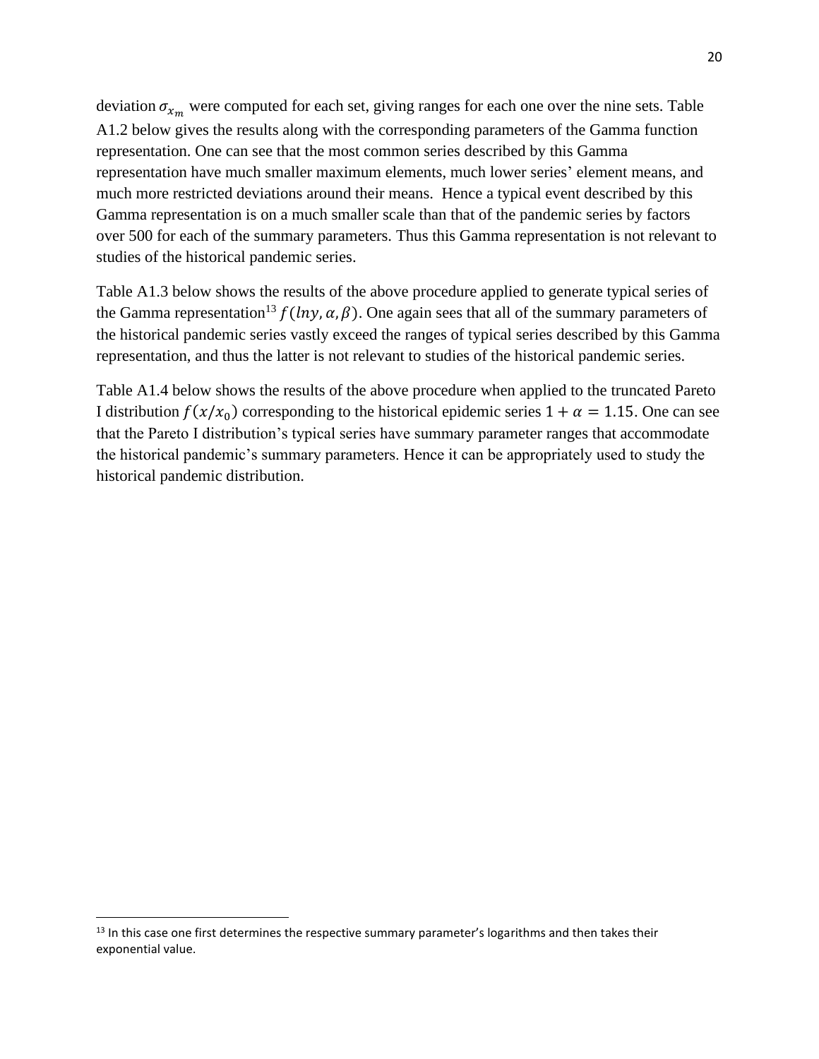deviation $\sigma_{x_m}$ were computed for each set, giving ranges for each one over the nine sets. Table A1.2 below gives the results along with the corresponding parameters of the Gamma function representation. One can see that the most common series described by this Gamma representation have much smaller maximum elements, much lower series' element means, and much more restricted deviations around their means. Hence a typical event described by this Gamma representation is on a much smaller scale than that of the pandemic series by factors over 500 for each of the summary parameters. Thus this Gamma representation is not relevant to studies of the historical pandemic series.

Table A1.3 below shows the results of the above procedure applied to generate typical series of the Gamma representation[13] $f(lny, \alpha, \beta)$. One again sees that all of the summary parameters of the historical pandemic series vastly exceed the ranges of typical series described by this Gamma representation, and thus the latter is not relevant to studies of the historical pandemic series.

Table A1.4 below shows the results of the above procedure when applied to the truncated Pareto I distribution $f(x/x_0)$ corresponding to the historical epidemic series $1 + \alpha = 1.15$. One can see that the Pareto I distribution's typical series have summary parameter ranges that accommodate the historical pandemic's summary parameters. Hence it can be appropriately used to study the historical pandemic distribution.

[13] In this case one first determines the respective summary parameter's logarithms and then takes their exponential value.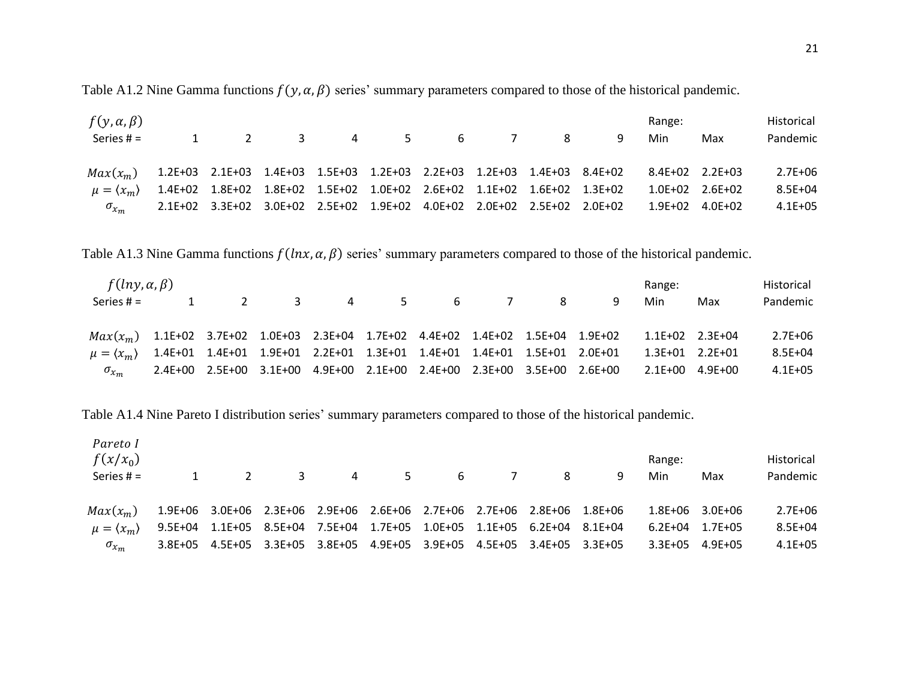Table A1.2 Nine Gamma functions $f(y, \alpha, \beta)$ series' summary parameters compared to those of the historical pandemic.

| $f(y, \alpha, \beta)$ Series # = | 1 | 2 | 3 | 4 | 5 | 6 | 7 | 8 | 9 | Range: Min | Max | Historical Pandemic |
|---|---|---|---|---|---|---|---|---|---|---|---|---|
| $Max(x_m)$ | 1.2E+03 | 2.1E+03 | 1.4E+03 | 1.5E+03 | 1.2E+03 | 2.2E+03 | 1.2E+03 | 1.4E+03 | 8.4E+02 | 8.4E+02 | 2.2E+03 | 2.7E+06 |
| $\mu = \langle x_m \rangle$ | 1.4E+02 | 1.8E+02 | 1.8E+02 | 1.5E+02 | 1.0E+02 | 2.6E+02 | 1.1E+02 | 1.6E+02 | 1.3E+02 | 1.0E+02 | 2.6E+02 | 8.5E+04 |
| $\sigma_{x_m}$ | 2.1E+02 | 3.3E+02 | 3.0E+02 | 2.5E+02 | 1.9E+02 | 4.0E+02 | 2.0E+02 | 2.5E+02 | 2.0E+02 | 1.9E+02 | 4.0E+02 | 4.1E+05 |

Table A1.3 Nine Gamma functions $f(lnx, \alpha, \beta)$ series' summary parameters compared to those of the historical pandemic.

| $f(lny, \alpha, \beta)$ Series # = | 1 | 2 | 3 | 4 | 5 | 6 | 7 | 8 | 9 | Range: Min | Max | Historical Pandemic |
|---|---|---|---|---|---|---|---|---|---|---|---|---|
| $Max(x_m)$ | 1.1E+02 | 3.7E+02 | 1.0E+03 | 2.3E+04 | 1.7E+02 | 4.4E+02 | 1.4E+02 | 1.5E+04 | 1.9E+02 | 1.1E+02 | 2.3E+04 | 2.7E+06 |
| $\mu = \langle x_m \rangle$ | 1.4E+01 | 1.4E+01 | 1.9E+01 | 2.2E+01 | 1.3E+01 | 1.4E+01 | 1.4E+01 | 1.5E+01 | 2.0E+01 | 1.3E+01 | 2.2E+01 | 8.5E+04 |
| $\sigma_{x_m}$ | 2.4E+00 | 2.5E+00 | 3.1E+00 | 4.9E+00 | 2.1E+00 | 2.4E+00 | 2.3E+00 | 3.5E+00 | 2.6E+00 | 2.1E+00 | 4.9E+00 | 4.1E+05 |

Table A1.4 Nine Pareto I distribution series' summary parameters compared to those of the historical pandemic.

| $Pareto\ I$ $f(x/x_0)$ Series # = | 1 | 2 | 3 | 4 | 5 | 6 | 7 | 8 | 9 | Range: Min | Max | Historical Pandemic |
|---|---|---|---|---|---|---|---|---|---|---|---|---|
| $Max(x_m)$ | 1.9E+06 | 3.0E+06 | 2.3E+06 | 2.9E+06 | 2.6E+06 | 2.7E+06 | 2.7E+06 | 2.8E+06 | 1.8E+06 | 1.8E+06 | 3.0E+06 | 2.7E+06 |
| $\mu = \langle x_m \rangle$ | 9.5E+04 | 1.1E+05 | 8.5E+04 | 7.5E+04 | 1.7E+05 | 1.0E+05 | 1.1E+05 | 6.2E+04 | 8.1E+04 | 6.2E+04 | 1.7E+05 | 8.5E+04 |
| $\sigma_{x_m}$ | 3.8E+05 | 4.5E+05 | 3.3E+05 | 3.8E+05 | 4.9E+05 | 3.9E+05 | 4.5E+05 | 3.4E+05 | 3.3E+05 | 3.3E+05 | 4.9E+05 | 4.1E+05 |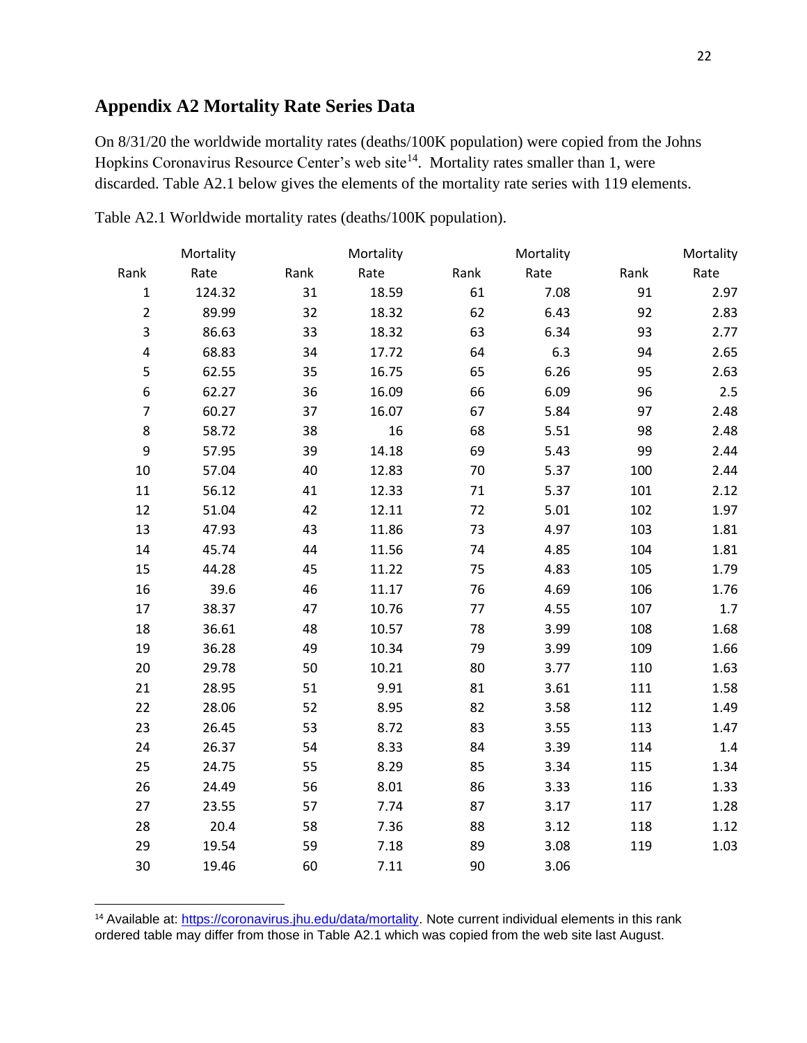## Appendix A2 Mortality Rate Series Data

On 8/31/20 the worldwide mortality rates (deaths/100K population) were copied from the Johns Hopkins Coronavirus Resource Center's web site[14]. Mortality rates smaller than 1, were discarded. Table A2.1 below gives the elements of the mortality rate series with 119 elements.

Table A2.1 Worldwide mortality rates (deaths/100K population).

| Rank | Mortality Rate | Rank | Mortality Rate | Rank | Mortality Rate | Rank | Mortality Rate |
|---|---|---|---|---|---|---|---|
| 1 | 124.32 | 31 | 18.59 | 61 | 7.08 | 91 | 2.97 |
| 2 | 89.99 | 32 | 18.32 | 62 | 6.43 | 92 | 2.83 |
| 3 | 86.63 | 33 | 18.32 | 63 | 6.34 | 93 | 2.77 |
| 4 | 68.83 | 34 | 17.72 | 64 | 6.3 | 94 | 2.65 |
| 5 | 62.55 | 35 | 16.75 | 65 | 6.26 | 95 | 2.63 |
| 6 | 62.27 | 36 | 16.09 | 66 | 6.09 | 96 | 2.5 |
| 7 | 60.27 | 37 | 16.07 | 67 | 5.84 | 97 | 2.48 |
| 8 | 58.72 | 38 | 16 | 68 | 5.51 | 98 | 2.48 |
| 9 | 57.95 | 39 | 14.18 | 69 | 5.43 | 99 | 2.44 |
| 10 | 57.04 | 40 | 12.83 | 70 | 5.37 | 100 | 2.44 |
| 11 | 56.12 | 41 | 12.33 | 71 | 5.37 | 101 | 2.12 |
| 12 | 51.04 | 42 | 12.11 | 72 | 5.01 | 102 | 1.97 |
| 13 | 47.93 | 43 | 11.86 | 73 | 4.97 | 103 | 1.81 |
| 14 | 45.74 | 44 | 11.56 | 74 | 4.85 | 104 | 1.81 |
| 15 | 44.28 | 45 | 11.22 | 75 | 4.83 | 105 | 1.79 |
| 16 | 39.6 | 46 | 11.17 | 76 | 4.69 | 106 | 1.76 |
| 17 | 38.37 | 47 | 10.76 | 77 | 4.55 | 107 | 1.7 |
| 18 | 36.61 | 48 | 10.57 | 78 | 3.99 | 108 | 1.68 |
| 19 | 36.28 | 49 | 10.34 | 79 | 3.99 | 109 | 1.66 |
| 20 | 29.78 | 50 | 10.21 | 80 | 3.77 | 110 | 1.63 |
| 21 | 28.95 | 51 | 9.91 | 81 | 3.61 | 111 | 1.58 |
| 22 | 28.06 | 52 | 8.95 | 82 | 3.58 | 112 | 1.49 |
| 23 | 26.45 | 53 | 8.72 | 83 | 3.55 | 113 | 1.47 |
| 24 | 26.37 | 54 | 8.33 | 84 | 3.39 | 114 | 1.4 |
| 25 | 24.75 | 55 | 8.29 | 85 | 3.34 | 115 | 1.34 |
| 26 | 24.49 | 56 | 8.01 | 86 | 3.33 | 116 | 1.33 |
| 27 | 23.55 | 57 | 7.74 | 87 | 3.17 | 117 | 1.28 |
| 28 | 20.4 | 58 | 7.36 | 88 | 3.12 | 118 | 1.12 |
| 29 | 19.54 | 59 | 7.18 | 89 | 3.08 | 119 | 1.03 |
| 30 | 19.46 | 60 | 7.11 | 90 | 3.06 | | |

[14] Available at: https://coronavirus.jhu.edu/data/mortality. Note current individual elements in this rank ordered table may differ from those in Table A2.1 which was copied from the web site last August.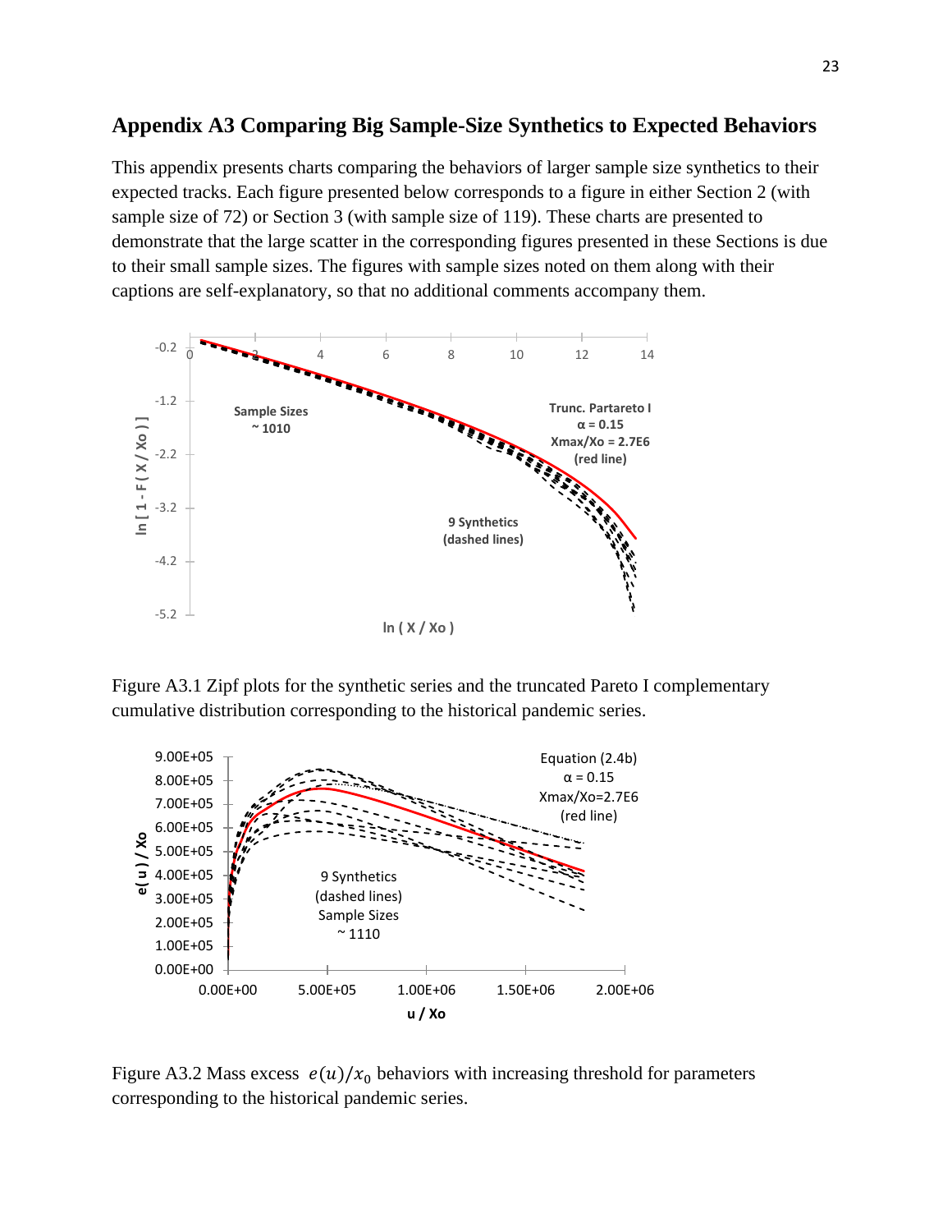## Appendix A3 Comparing Big Sample-Size Synthetics to Expected Behaviors

This appendix presents charts comparing the behaviors of larger sample size synthetics to their expected tracks. Each figure presented below corresponds to a figure in either Section 2 (with sample size of 72) or Section 3 (with sample size of 119). These charts are presented to demonstrate that the large scatter in the corresponding figures presented in these Sections is due to their small sample sizes. The figures with sample sizes noted on them along with their captions are self-explanatory, so that no additional comments accompany them.

Figure A3.1 Zipf plots for the synthetic series and the truncated Pareto I complementary cumulative distribution corresponding to the historical pandemic series.

Figure A3.2 Mass excess $e(u)/x_0$ behaviors with increasing threshold for parameters corresponding to the historical pandemic series.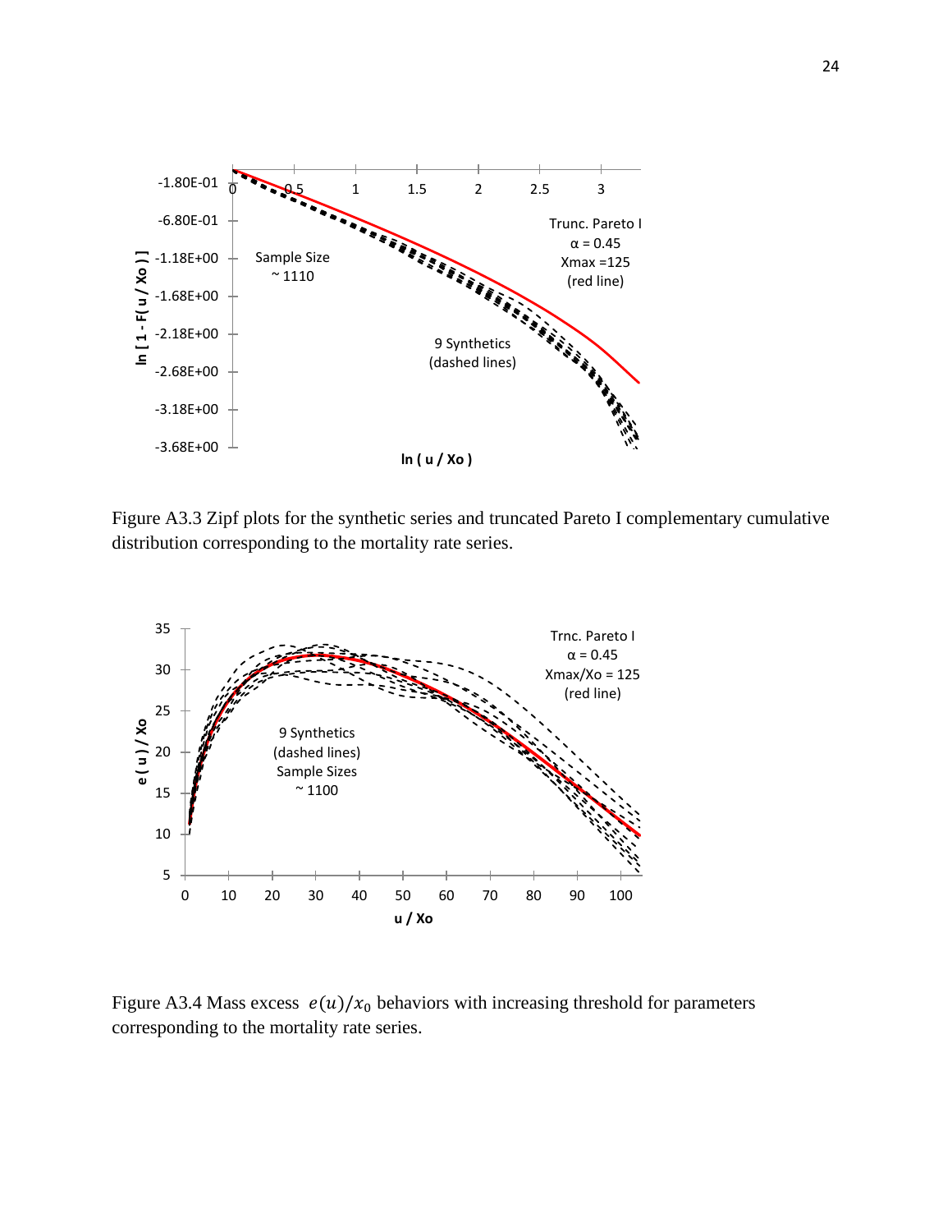Figure A3.3 Zipf plots for the synthetic series and truncated Pareto I complementary cumulative distribution corresponding to the mortality rate series.

Figure A3.4 Mass excess $e(u)/x_0$ behaviors with increasing threshold for parameters corresponding to the mortality rate series.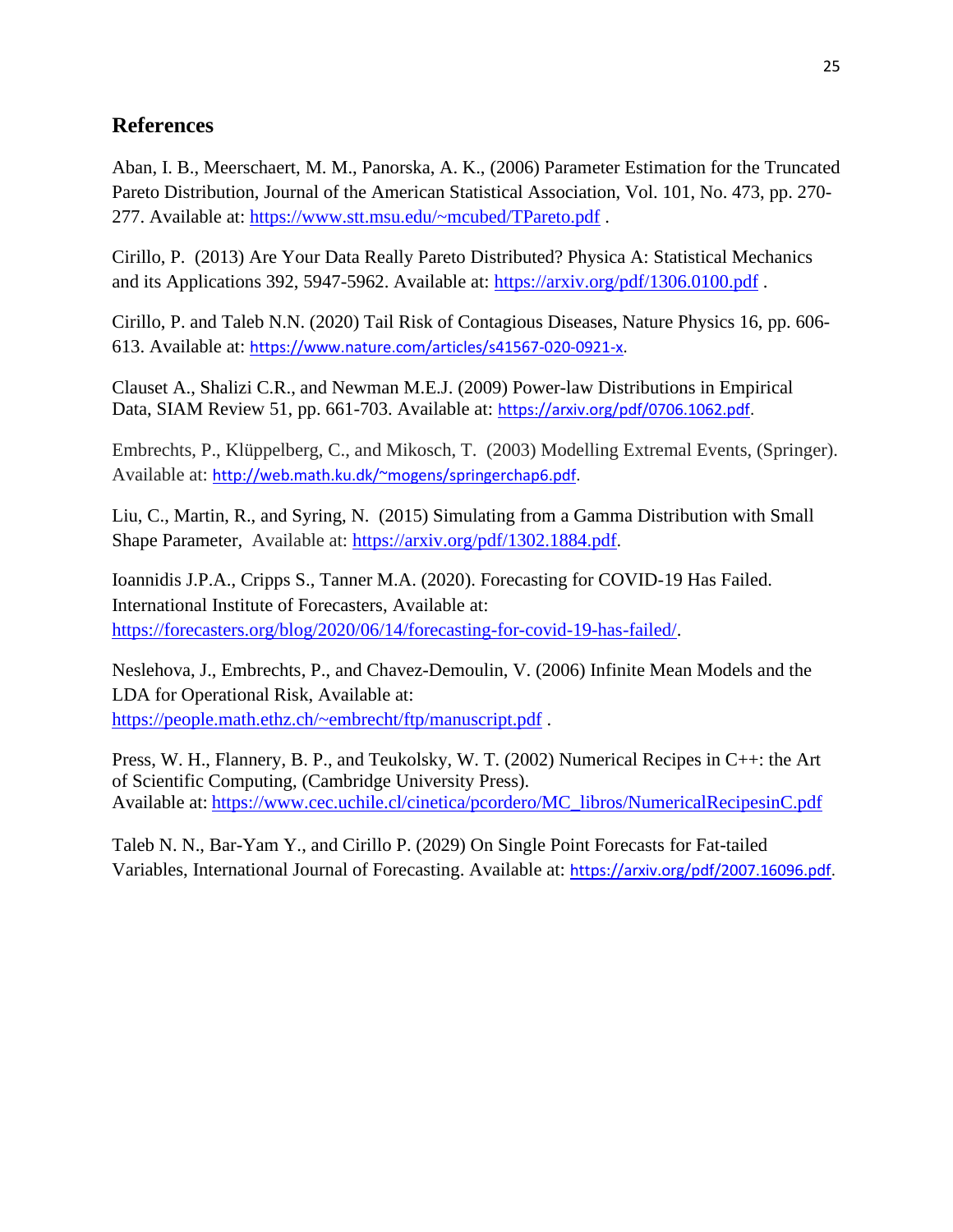# References

Aban, I. B., Meerschaert, M. M., Panorska, A. K., (2006) Parameter Estimation for the Truncated Pareto Distribution, Journal of the American Statistical Association, Vol. 101, No. 473, pp. 270-277. Available at: https://www.stt.msu.edu/~mcubed/TPareto.pdf .

Cirillo, P. (2013) Are Your Data Really Pareto Distributed? Physica A: Statistical Mechanics and its Applications 392, 5947-5962. Available at: https://arxiv.org/pdf/1306.0100.pdf .

Cirillo, P. and Taleb N.N. (2020) Tail Risk of Contagious Diseases, Nature Physics 16, pp. 606-613. Available at: https://www.nature.com/articles/s41567-020-0921-x.

Clauset A., Shalizi C.R., and Newman M.E.J. (2009) Power-law Distributions in Empirical Data, SIAM Review 51, pp. 661-703. Available at: https://arxiv.org/pdf/0706.1062.pdf.

Embrechts, P., Klüppelberg, C., and Mikosch, T. (2003) Modelling Extremal Events, (Springer). Available at: http://web.math.ku.dk/~mogens/springerchap6.pdf.

Liu, C., Martin, R., and Syring, N. (2015) Simulating from a Gamma Distribution with Small Shape Parameter, Available at: https://arxiv.org/pdf/1302.1884.pdf.

Ioannidis J.P.A., Cripps S., Tanner M.A. (2020). Forecasting for COVID-19 Has Failed. International Institute of Forecasters, Available at: https://forecasters.org/blog/2020/06/14/forecasting-for-covid-19-has-failed/.

Neslehova, J., Embrechts, P., and Chavez-Demoulin, V. (2006) Infinite Mean Models and the LDA for Operational Risk, Available at: https://people.math.ethz.ch/~embrecht/ftp/manuscript.pdf .

Press, W. H., Flannery, B. P., and Teukolsky, W. T. (2002) Numerical Recipes in C++: the Art of Scientific Computing, (Cambridge University Press). Available at: https://www.cec.uchile.cl/cinetica/pcordero/MC_libros/NumericalRecipesinC.pdf

Taleb N. N., Bar-Yam Y., and Cirillo P. (2029) On Single Point Forecasts for Fat-tailed Variables, International Journal of Forecasting. Available at: https://arxiv.org/pdf/2007.16096.pdf.